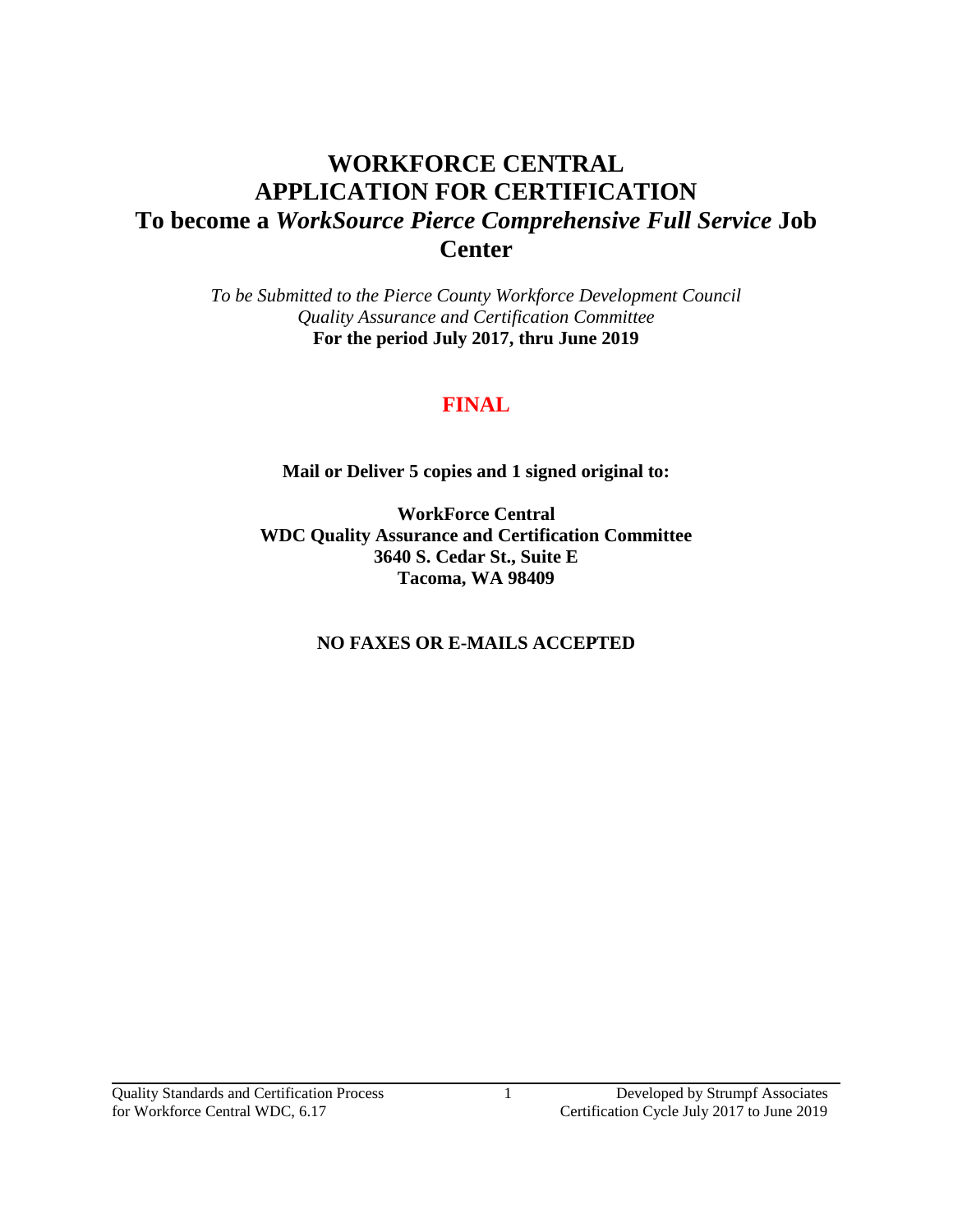# WORKFORCE CENTRAL
# APPLICATION FOR CERTIFICATION
# To become a *WorkSource Pierce Comprehensive Full Service* Job Center

*To be Submitted to the Pierce County Workforce Development Council*
*Quality Assurance and Certification Committee*
**For the period July 2017, thru June 2019**

## FINAL

**Mail or Deliver 5 copies and 1 signed original to:**

**WorkForce Central**
**WDC Quality Assurance and Certification Committee**
**3640 S. Cedar St., Suite E**
**Tacoma, WA 98409**

**NO FAXES OR E-MAILS ACCEPTED**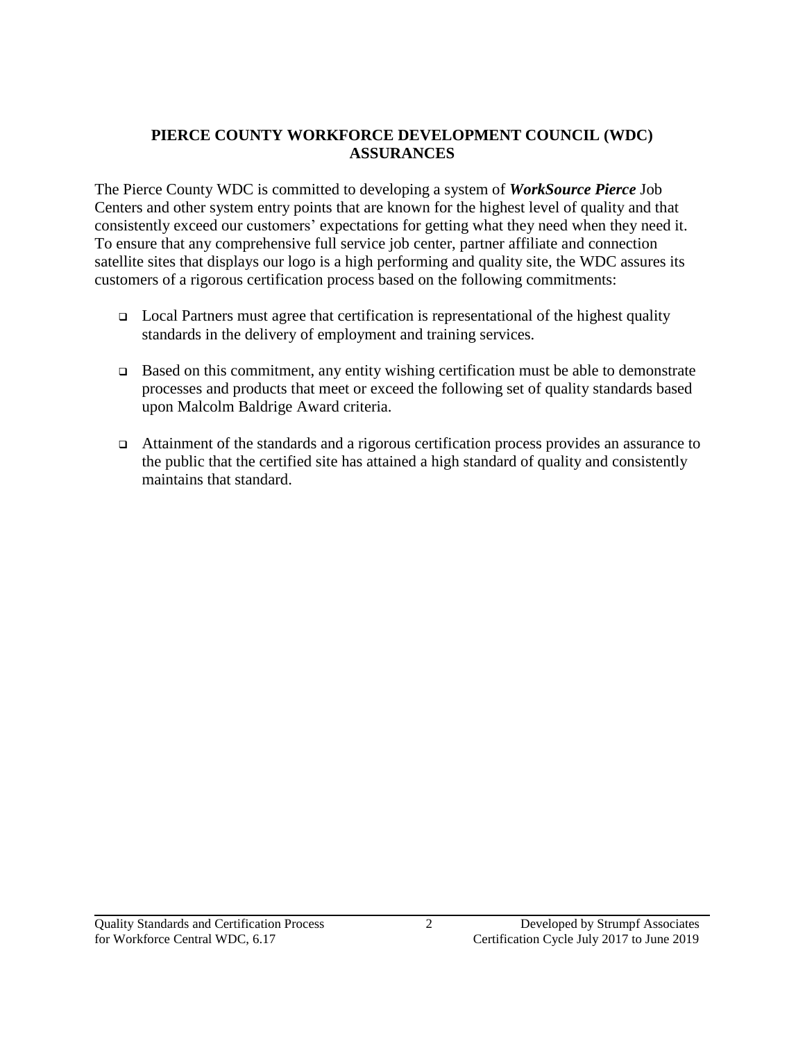# PIERCE COUNTY WORKFORCE DEVELOPMENT COUNCIL (WDC) ASSURANCES

The Pierce County WDC is committed to developing a system of ***WorkSource Pierce*** Job Centers and other system entry points that are known for the highest level of quality and that consistently exceed our customers' expectations for getting what they need when they need it. To ensure that any comprehensive full service job center, partner affiliate and connection satellite sites that displays our logo is a high performing and quality site, the WDC assures its customers of a rigorous certification process based on the following commitments:

- Local Partners must agree that certification is representational of the highest quality standards in the delivery of employment and training services.
- Based on this commitment, any entity wishing certification must be able to demonstrate processes and products that meet or exceed the following set of quality standards based upon Malcolm Baldrige Award criteria.
- Attainment of the standards and a rigorous certification process provides an assurance to the public that the certified site has attained a high standard of quality and consistently maintains that standard.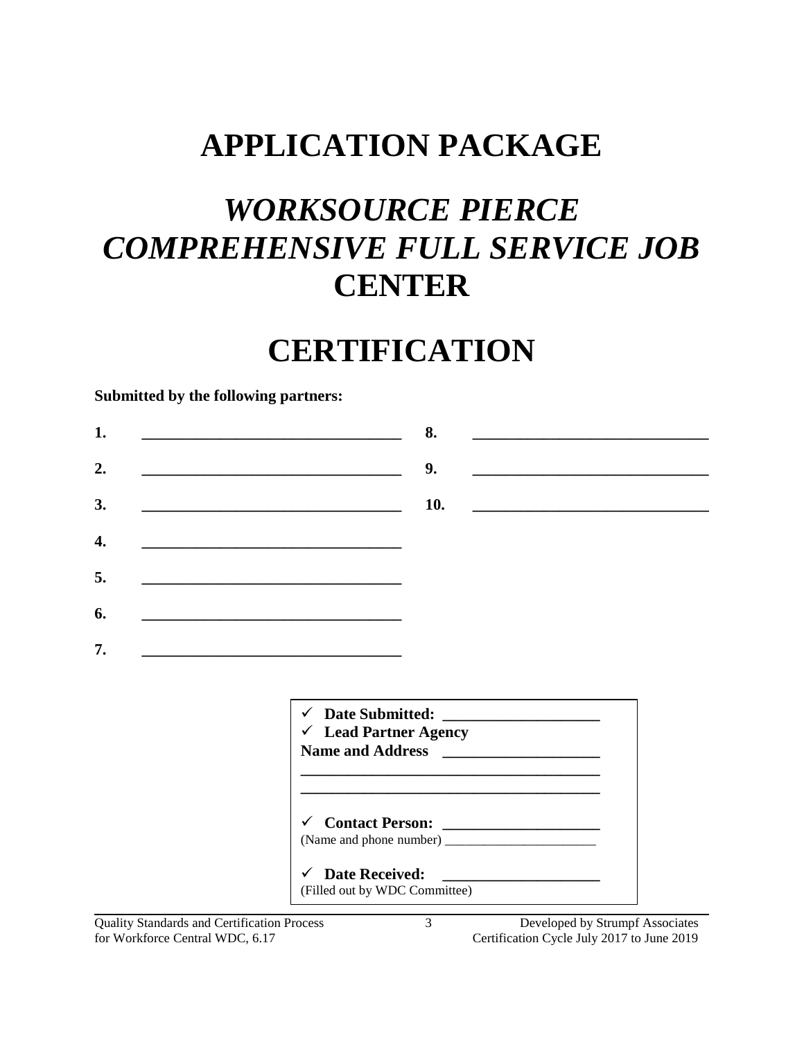# APPLICATION PACKAGE

# *WORKSOURCE PIERCE COMPREHENSIVE FULL SERVICE JOB* CENTER

# CERTIFICATION

**Submitted by the following partners:**

**1.** ________________________________

**2.** ________________________________

**3.** ________________________________

**4.** ________________________________

**5.** ________________________________

**6.** ________________________________

**7.** ________________________________

**8.** ________________________________

**9.** ________________________________

**10.** ________________________________

- ✓ **Date Submitted:** ____________________
- ✓ **Lead Partner Agency Name and Address** ____________________

______________________________________

______________________________________

- ✓ **Contact Person:** ____________________

(Name and phone number) ________________________

- ✓ **Date Received:** ____________________

(Filled out by WDC Committee)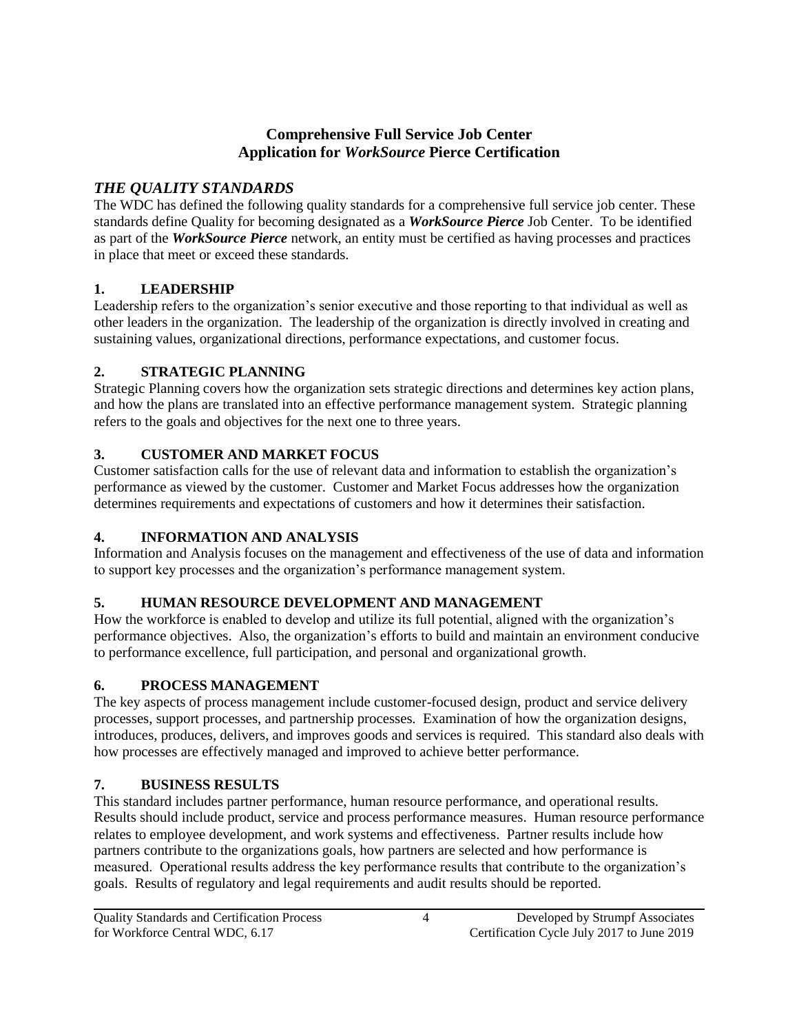**Comprehensive Full Service Job Center**
**Application for *WorkSource* Pierce Certification**

## *THE QUALITY STANDARDS*

The WDC has defined the following quality standards for a comprehensive full service job center. These standards define Quality for becoming designated as a ***WorkSource Pierce*** Job Center. To be identified as part of the ***WorkSource Pierce*** network, an entity must be certified as having processes and practices in place that meet or exceed these standards.

### 1. LEADERSHIP

Leadership refers to the organization's senior executive and those reporting to that individual as well as other leaders in the organization. The leadership of the organization is directly involved in creating and sustaining values, organizational directions, performance expectations, and customer focus.

### 2. STRATEGIC PLANNING

Strategic Planning covers how the organization sets strategic directions and determines key action plans, and how the plans are translated into an effective performance management system. Strategic planning refers to the goals and objectives for the next one to three years.

### 3. CUSTOMER AND MARKET FOCUS

Customer satisfaction calls for the use of relevant data and information to establish the organization's performance as viewed by the customer. Customer and Market Focus addresses how the organization determines requirements and expectations of customers and how it determines their satisfaction.

### 4. INFORMATION AND ANALYSIS

Information and Analysis focuses on the management and effectiveness of the use of data and information to support key processes and the organization's performance management system.

### 5. HUMAN RESOURCE DEVELOPMENT AND MANAGEMENT

How the workforce is enabled to develop and utilize its full potential, aligned with the organization's performance objectives. Also, the organization's efforts to build and maintain an environment conducive to performance excellence, full participation, and personal and organizational growth.

### 6. PROCESS MANAGEMENT

The key aspects of process management include customer-focused design, product and service delivery processes, support processes, and partnership processes. Examination of how the organization designs, introduces, produces, delivers, and improves goods and services is required. This standard also deals with how processes are effectively managed and improved to achieve better performance.

### 7. BUSINESS RESULTS

This standard includes partner performance, human resource performance, and operational results. Results should include product, service and process performance measures. Human resource performance relates to employee development, and work systems and effectiveness. Partner results include how partners contribute to the organizations goals, how partners are selected and how performance is measured. Operational results address the key performance results that contribute to the organization's goals. Results of regulatory and legal requirements and audit results should be reported.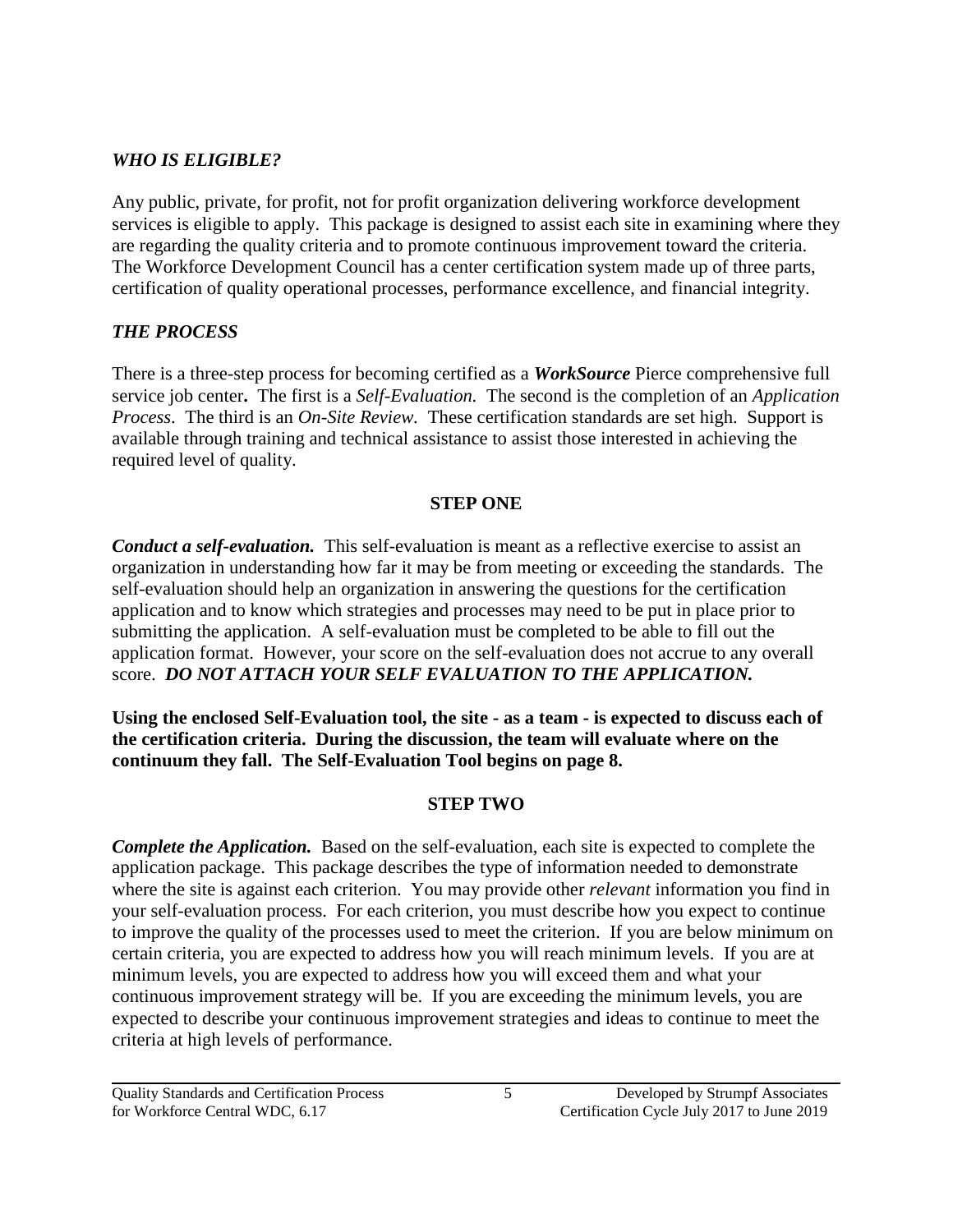### *WHO IS ELIGIBLE?*

Any public, private, for profit, not for profit organization delivering workforce development services is eligible to apply. This package is designed to assist each site in examining where they are regarding the quality criteria and to promote continuous improvement toward the criteria. The Workforce Development Council has a center certification system made up of three parts, certification of quality operational processes, performance excellence, and financial integrity.

### *THE PROCESS*

There is a three-step process for becoming certified as a ***WorkSource*** Pierce comprehensive full service job center**.** The first is a *Self-Evaluation.* The second is the completion of an *Application Process*. The third is an *On-Site Review*. These certification standards are set high. Support is available through training and technical assistance to assist those interested in achieving the required level of quality.

**STEP ONE**

***Conduct a self-evaluation.*** This self-evaluation is meant as a reflective exercise to assist an organization in understanding how far it may be from meeting or exceeding the standards. The self-evaluation should help an organization in answering the questions for the certification application and to know which strategies and processes may need to be put in place prior to submitting the application. A self-evaluation must be completed to be able to fill out the application format. However, your score on the self-evaluation does not accrue to any overall score. ***DO NOT ATTACH YOUR SELF EVALUATION TO THE APPLICATION.***

**Using the enclosed Self-Evaluation tool, the site - as a team - is expected to discuss each of the certification criteria. During the discussion, the team will evaluate where on the continuum they fall. The Self-Evaluation Tool begins on page 8.**

**STEP TWO**

***Complete the Application.*** Based on the self-evaluation, each site is expected to complete the application package. This package describes the type of information needed to demonstrate where the site is against each criterion. You may provide other *relevant* information you find in your self-evaluation process. For each criterion, you must describe how you expect to continue to improve the quality of the processes used to meet the criterion. If you are below minimum on certain criteria, you are expected to address how you will reach minimum levels. If you are at minimum levels, you are expected to address how you will exceed them and what your continuous improvement strategy will be. If you are exceeding the minimum levels, you are expected to describe your continuous improvement strategies and ideas to continue to meet the criteria at high levels of performance.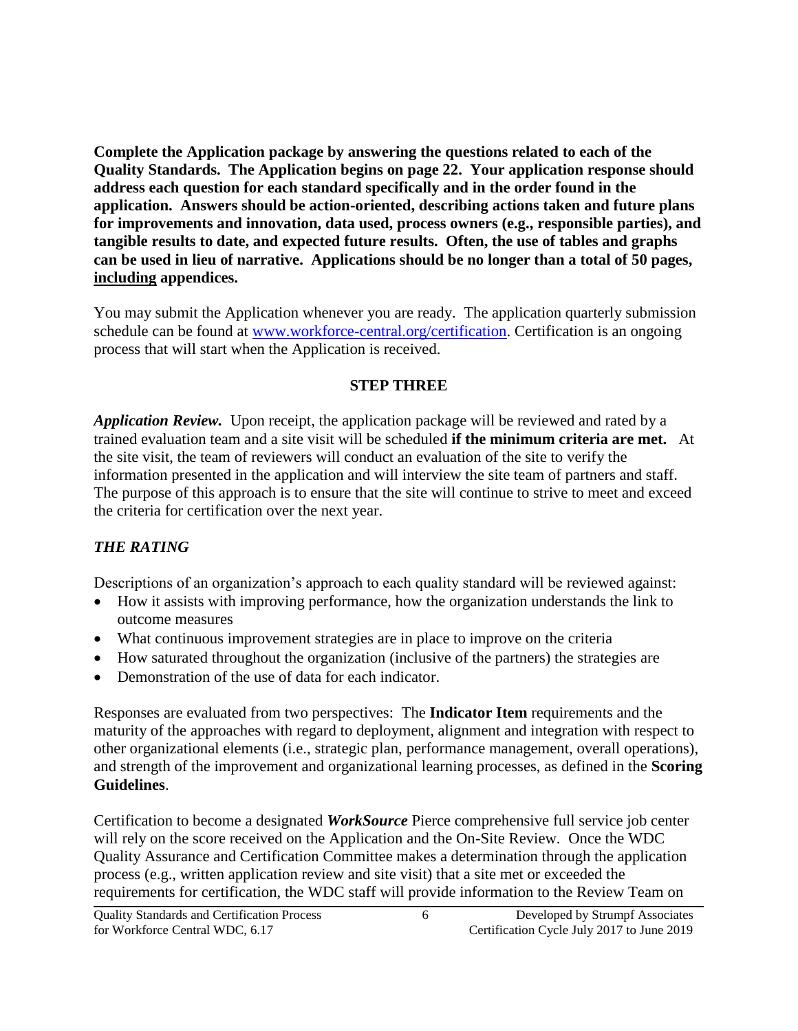**Complete the Application package by answering the questions related to each of the Quality Standards. The Application begins on page 22. Your application response should address each question for each standard specifically and in the order found in the application. Answers should be action-oriented, describing actions taken and future plans for improvements and innovation, data used, process owners (e.g., responsible parties), and tangible results to date, and expected future results. Often, the use of tables and graphs can be used in lieu of narrative. Applications should be no longer than a total of 50 pages, <u>including</u> appendices.**

You may submit the Application whenever you are ready. The application quarterly submission schedule can be found at [www.workforce-central.org/certification](http://www.workforce-central.org/certification). Certification is an ongoing process that will start when the Application is received.

**STEP THREE**

***Application Review.*** Upon receipt, the application package will be reviewed and rated by a trained evaluation team and a site visit will be scheduled **if the minimum criteria are met.** At the site visit, the team of reviewers will conduct an evaluation of the site to verify the information presented in the application and will interview the site team of partners and staff. The purpose of this approach is to ensure that the site will continue to strive to meet and exceed the criteria for certification over the next year.

***THE RATING***

Descriptions of an organization's approach to each quality standard will be reviewed against:

- How it assists with improving performance, how the organization understands the link to outcome measures
- What continuous improvement strategies are in place to improve on the criteria
- How saturated throughout the organization (inclusive of the partners) the strategies are
- Demonstration of the use of data for each indicator.

Responses are evaluated from two perspectives: The **Indicator Item** requirements and the maturity of the approaches with regard to deployment, alignment and integration with respect to other organizational elements (i.e., strategic plan, performance management, overall operations), and strength of the improvement and organizational learning processes, as defined in the **Scoring Guidelines**.

Certification to become a designated ***WorkSource*** Pierce comprehensive full service job center will rely on the score received on the Application and the On-Site Review. Once the WDC Quality Assurance and Certification Committee makes a determination through the application process (e.g., written application review and site visit) that a site met or exceeded the requirements for certification, the WDC staff will provide information to the Review Team on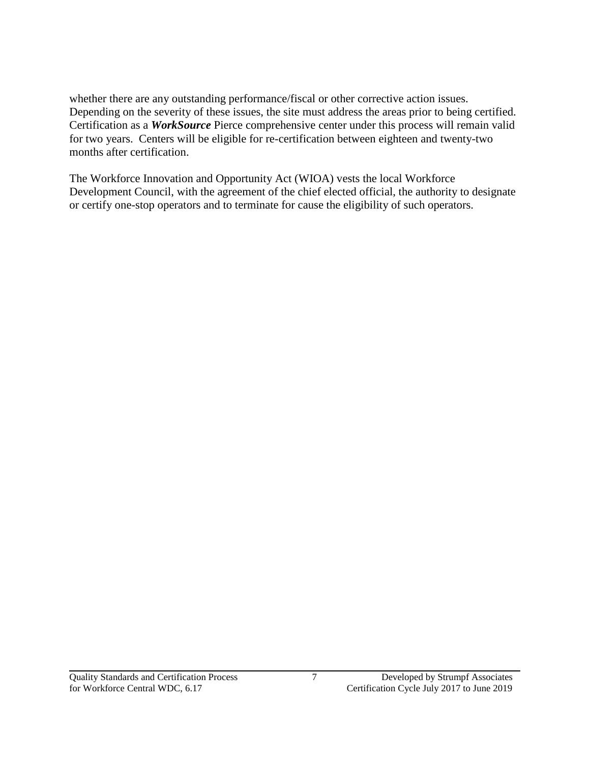whether there are any outstanding performance/fiscal or other corrective action issues. Depending on the severity of these issues, the site must address the areas prior to being certified. Certification as a ***WorkSource*** Pierce comprehensive center under this process will remain valid for two years. Centers will be eligible for re-certification between eighteen and twenty-two months after certification.

The Workforce Innovation and Opportunity Act (WIOA) vests the local Workforce Development Council, with the agreement of the chief elected official, the authority to designate or certify one-stop operators and to terminate for cause the eligibility of such operators.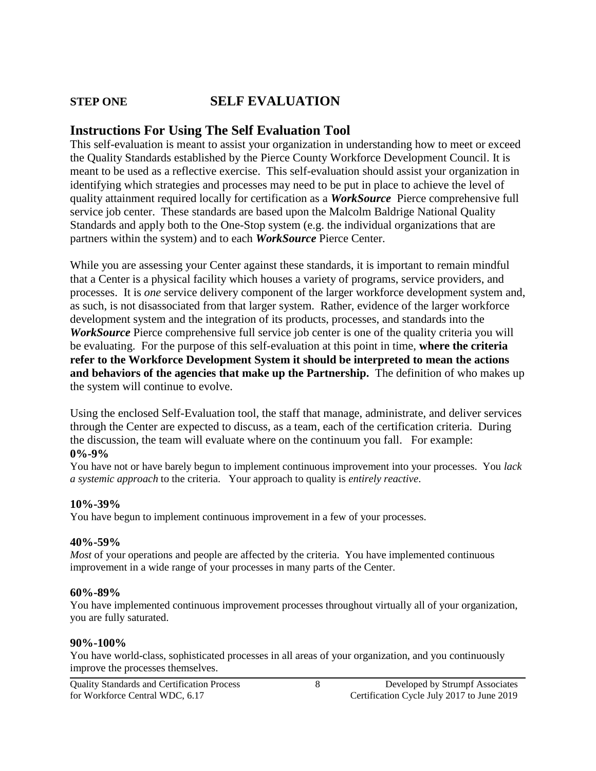## STEP ONE SELF EVALUATION

## Instructions For Using The Self Evaluation Tool

This self-evaluation is meant to assist your organization in understanding how to meet or exceed the Quality Standards established by the Pierce County Workforce Development Council. It is meant to be used as a reflective exercise. This self-evaluation should assist your organization in identifying which strategies and processes may need to be put in place to achieve the level of quality attainment required locally for certification as a ***WorkSource*** Pierce comprehensive full service job center. These standards are based upon the Malcolm Baldrige National Quality Standards and apply both to the One-Stop system (e.g. the individual organizations that are partners within the system) and to each ***WorkSource*** Pierce Center.

While you are assessing your Center against these standards, it is important to remain mindful that a Center is a physical facility which houses a variety of programs, service providers, and processes. It is *one* service delivery component of the larger workforce development system and, as such, is not disassociated from that larger system. Rather, evidence of the larger workforce development system and the integration of its products, processes, and standards into the ***WorkSource*** Pierce comprehensive full service job center is one of the quality criteria you will be evaluating. For the purpose of this self-evaluation at this point in time, **where the criteria refer to the Workforce Development System it should be interpreted to mean the actions and behaviors of the agencies that make up the Partnership.** The definition of who makes up the system will continue to evolve.

Using the enclosed Self-Evaluation tool, the staff that manage, administrate, and deliver services through the Center are expected to discuss, as a team, each of the certification criteria. During the discussion, the team will evaluate where on the continuum you fall. For example:

**0%-9%**
You have not or have barely begun to implement continuous improvement into your processes. You *lack a systemic approach* to the criteria. Your approach to quality is *entirely reactive*.

**10%-39%**
You have begun to implement continuous improvement in a few of your processes.

**40%-59%**
*Most* of your operations and people are affected by the criteria. You have implemented continuous improvement in a wide range of your processes in many parts of the Center.

**60%-89%**
You have implemented continuous improvement processes throughout virtually all of your organization, you are fully saturated.

**90%-100%**
You have world-class, sophisticated processes in all areas of your organization, and you continuously improve the processes themselves.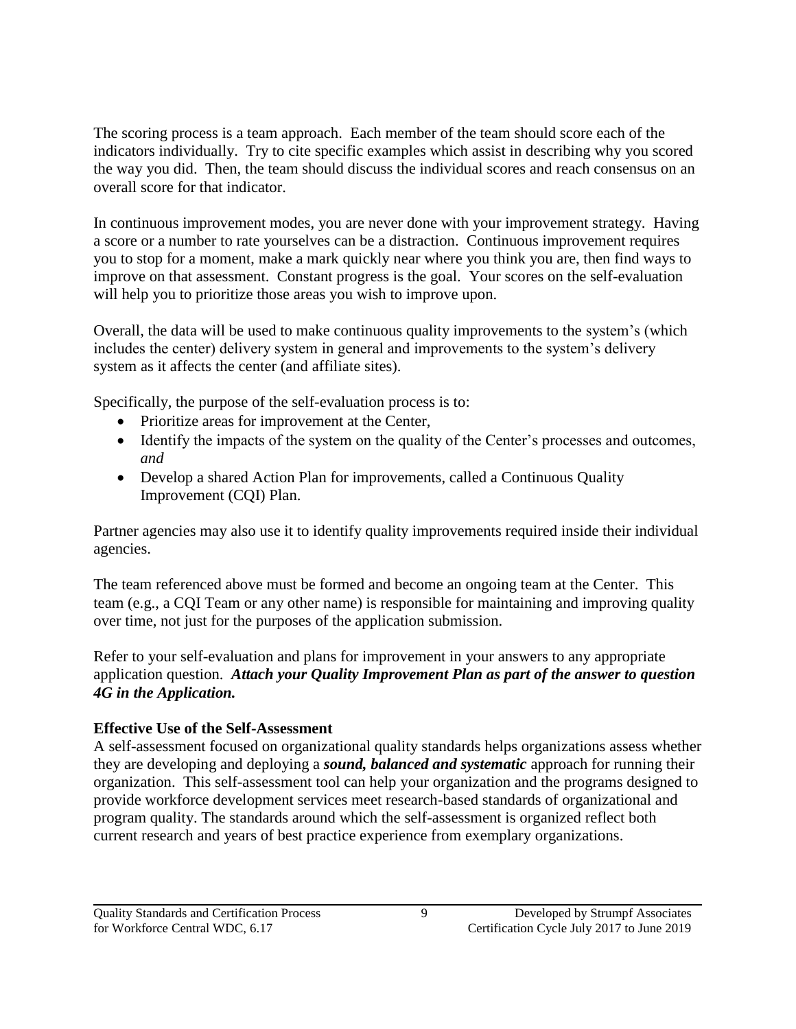The scoring process is a team approach. Each member of the team should score each of the indicators individually. Try to cite specific examples which assist in describing why you scored the way you did. Then, the team should discuss the individual scores and reach consensus on an overall score for that indicator.

In continuous improvement modes, you are never done with your improvement strategy. Having a score or a number to rate yourselves can be a distraction. Continuous improvement requires you to stop for a moment, make a mark quickly near where you think you are, then find ways to improve on that assessment. Constant progress is the goal. Your scores on the self-evaluation will help you to prioritize those areas you wish to improve upon.

Overall, the data will be used to make continuous quality improvements to the system's (which includes the center) delivery system in general and improvements to the system's delivery system as it affects the center (and affiliate sites).

Specifically, the purpose of the self-evaluation process is to:

- Prioritize areas for improvement at the Center,
- Identify the impacts of the system on the quality of the Center's processes and outcomes, *and*
- Develop a shared Action Plan for improvements, called a Continuous Quality Improvement (CQI) Plan.

Partner agencies may also use it to identify quality improvements required inside their individual agencies.

The team referenced above must be formed and become an ongoing team at the Center. This team (e.g., a CQI Team or any other name) is responsible for maintaining and improving quality over time, not just for the purposes of the application submission.

Refer to your self-evaluation and plans for improvement in your answers to any appropriate application question. ***Attach your Quality Improvement Plan as part of the answer to question 4G in the Application.***

**Effective Use of the Self-Assessment**

A self-assessment focused on organizational quality standards helps organizations assess whether they are developing and deploying a ***sound, balanced and systematic*** approach for running their organization. This self-assessment tool can help your organization and the programs designed to provide workforce development services meet research-based standards of organizational and program quality. The standards around which the self-assessment is organized reflect both current research and years of best practice experience from exemplary organizations.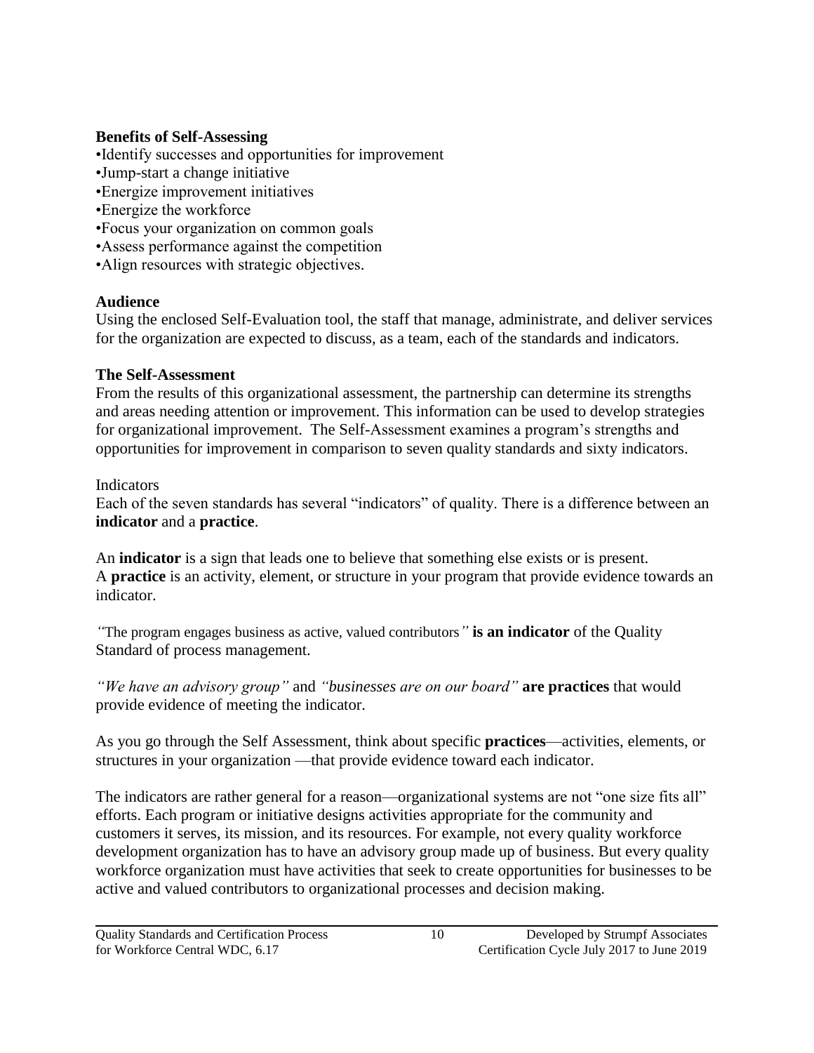**Benefits of Self-Assessing**

- Identify successes and opportunities for improvement
- Jump-start a change initiative
- Energize improvement initiatives
- Energize the workforce
- Focus your organization on common goals
- Assess performance against the competition
- Align resources with strategic objectives.

**Audience**

Using the enclosed Self-Evaluation tool, the staff that manage, administrate, and deliver services for the organization are expected to discuss, as a team, each of the standards and indicators.

**The Self-Assessment**

From the results of this organizational assessment, the partnership can determine its strengths and areas needing attention or improvement. This information can be used to develop strategies for organizational improvement. The Self-Assessment examines a program's strengths and opportunities for improvement in comparison to seven quality standards and sixty indicators.

Indicators

Each of the seven standards has several "indicators" of quality. There is a difference between an **indicator** and a **practice**.

An **indicator** is a sign that leads one to believe that something else exists or is present.
A **practice** is an activity, element, or structure in your program that provide evidence towards an indicator.

*"*The program engages business as active, valued contributors*"* **is an indicator** of the Quality Standard of process management.

*"We have an advisory group"* and *"businesses are on our board"* **are practices** that would provide evidence of meeting the indicator.

As you go through the Self Assessment, think about specific **practices**—activities, elements, or structures in your organization —that provide evidence toward each indicator.

The indicators are rather general for a reason—organizational systems are not "one size fits all" efforts. Each program or initiative designs activities appropriate for the community and customers it serves, its mission, and its resources. For example, not every quality workforce development organization has to have an advisory group made up of business. But every quality workforce organization must have activities that seek to create opportunities for businesses to be active and valued contributors to organizational processes and decision making.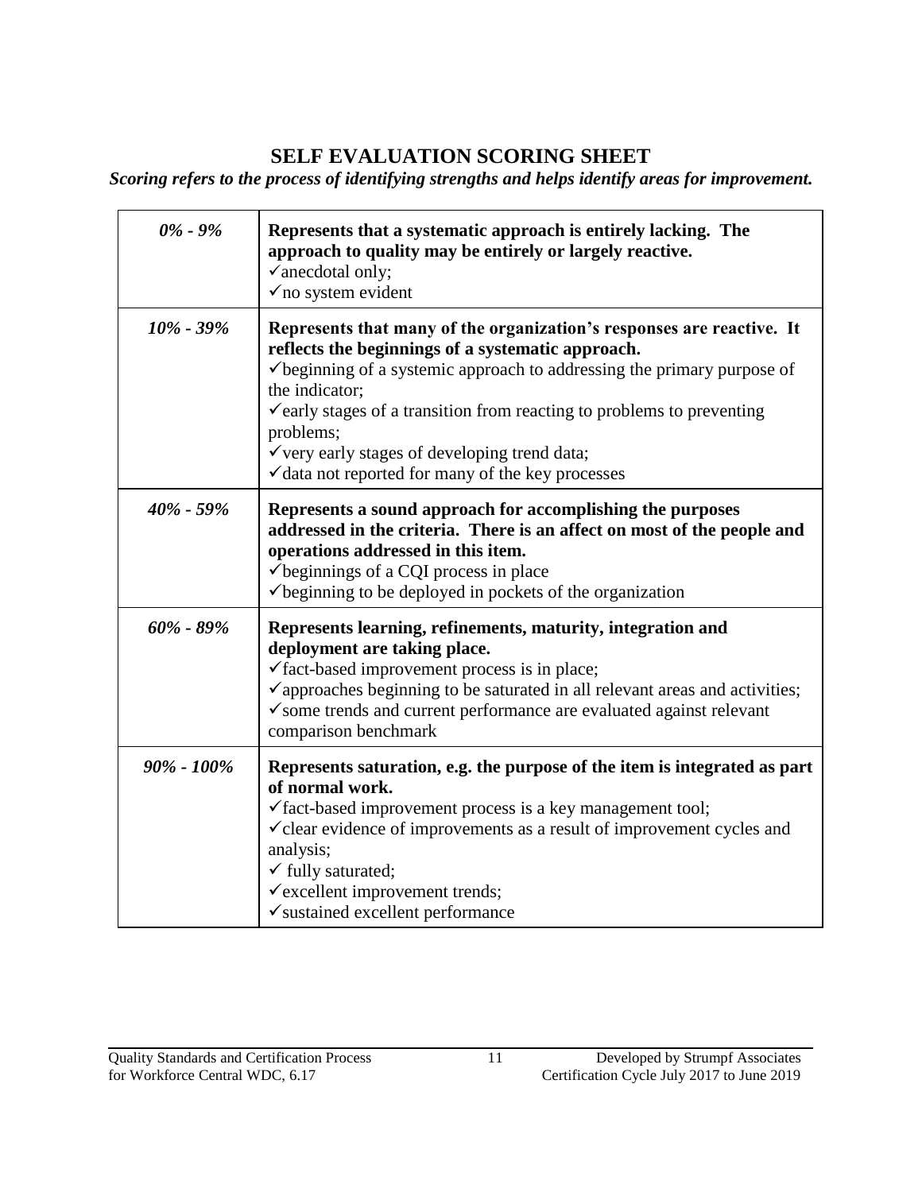# SELF EVALUATION SCORING SHEET

***Scoring refers to the process of identifying strengths and helps identify areas for improvement.***

| | |
|---|---|
| *0% - 9%* | **Represents that a systematic approach is entirely lacking. The approach to quality may be entirely or largely reactive.**<br>✓anecdotal only;<br>✓no system evident |
| *10% - 39%* | **Represents that many of the organization's responses are reactive. It reflects the beginnings of a systematic approach.**<br>✓beginning of a systemic approach to addressing the primary purpose of the indicator;<br>✓early stages of a transition from reacting to problems to preventing problems;<br>✓very early stages of developing trend data;<br>✓data not reported for many of the key processes |
| *40% - 59%* | **Represents a sound approach for accomplishing the purposes addressed in the criteria. There is an affect on most of the people and operations addressed in this item.**<br>✓beginnings of a CQI process in place<br>✓beginning to be deployed in pockets of the organization |
| *60% - 89%* | **Represents learning, refinements, maturity, integration and deployment are taking place.**<br>✓fact-based improvement process is in place;<br>✓approaches beginning to be saturated in all relevant areas and activities;<br>✓some trends and current performance are evaluated against relevant comparison benchmark |
| *90% - 100%* | **Represents saturation, e.g. the purpose of the item is integrated as part of normal work.**<br>✓fact-based improvement process is a key management tool;<br>✓clear evidence of improvements as a result of improvement cycles and analysis;<br>✓ fully saturated;<br>✓excellent improvement trends;<br>✓sustained excellent performance |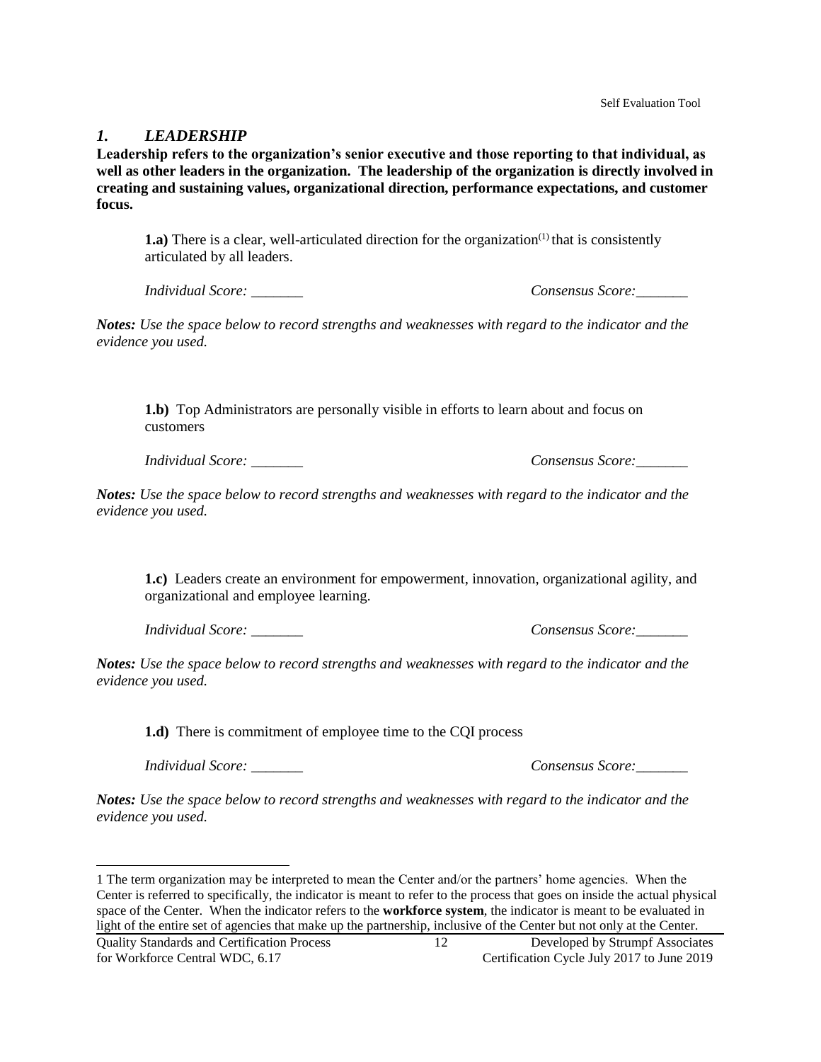## *1. LEADERSHIP*

**Leadership refers to the organization's senior executive and those reporting to that individual, as well as other leaders in the organization. The leadership of the organization is directly involved in creating and sustaining values, organizational direction, performance expectations, and customer focus.**

**1.a)** There is a clear, well-articulated direction for the organization[1] that is consistently articulated by all leaders.

*Individual Score:* _______ *Consensus Score:*_______

***Notes:*** *Use the space below to record strengths and weaknesses with regard to the indicator and the evidence you used.*

**1.b)** Top Administrators are personally visible in efforts to learn about and focus on customers

*Individual Score:* _______ *Consensus Score:*_______

***Notes:*** *Use the space below to record strengths and weaknesses with regard to the indicator and the evidence you used.*

**1.c)** Leaders create an environment for empowerment, innovation, organizational agility, and organizational and employee learning.

*Individual Score:* _______ *Consensus Score:*_______

***Notes:*** *Use the space below to record strengths and weaknesses with regard to the indicator and the evidence you used.*

**1.d)** There is commitment of employee time to the CQI process

*Individual Score:* _______ *Consensus Score:*_______

***Notes:*** *Use the space below to record strengths and weaknesses with regard to the indicator and the evidence you used.*

---

1 The term organization may be interpreted to mean the Center and/or the partners' home agencies. When the Center is referred to specifically, the indicator is meant to refer to the process that goes on inside the actual physical space of the Center. When the indicator refers to the **workforce system**, the indicator is meant to be evaluated in light of the entire set of agencies that make up the partnership, inclusive of the Center but not only at the Center.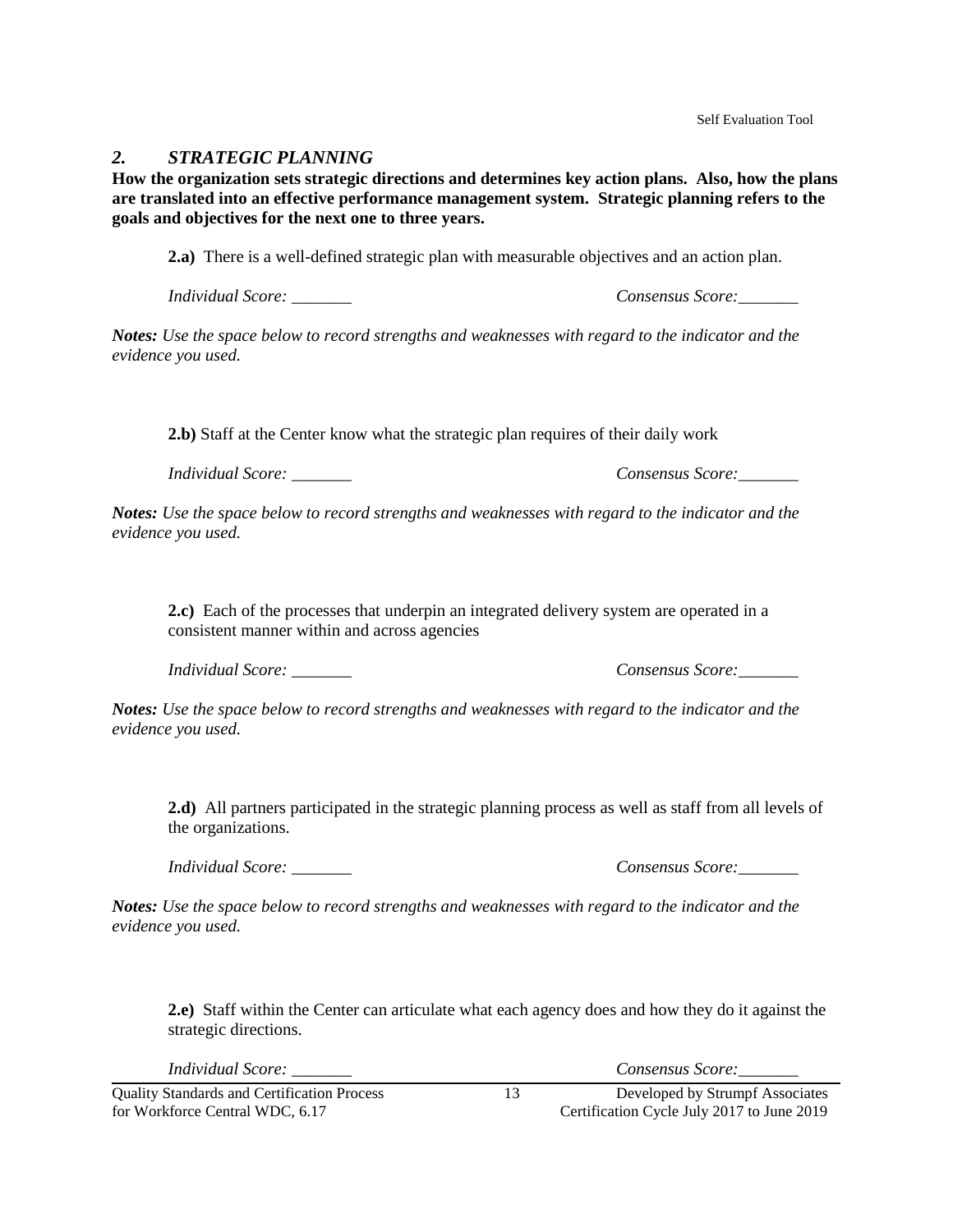## *2. STRATEGIC PLANNING*

**How the organization sets strategic directions and determines key action plans. Also, how the plans are translated into an effective performance management system. Strategic planning refers to the goals and objectives for the next one to three years.**

**2.a)** There is a well-defined strategic plan with measurable objectives and an action plan.

*Individual Score: _______* *Consensus Score:_______*

***Notes:*** *Use the space below to record strengths and weaknesses with regard to the indicator and the evidence you used.*

**2.b)** Staff at the Center know what the strategic plan requires of their daily work

*Individual Score: _______* *Consensus Score:_______*

***Notes:*** *Use the space below to record strengths and weaknesses with regard to the indicator and the evidence you used.*

**2.c)** Each of the processes that underpin an integrated delivery system are operated in a consistent manner within and across agencies

*Individual Score: _______* *Consensus Score:_______*

***Notes:*** *Use the space below to record strengths and weaknesses with regard to the indicator and the evidence you used.*

**2.d)** All partners participated in the strategic planning process as well as staff from all levels of the organizations.

*Individual Score: _______* *Consensus Score:_______*

***Notes:*** *Use the space below to record strengths and weaknesses with regard to the indicator and the evidence you used.*

**2.e)** Staff within the Center can articulate what each agency does and how they do it against the strategic directions.

*Individual Score: _______* *Consensus Score:_______*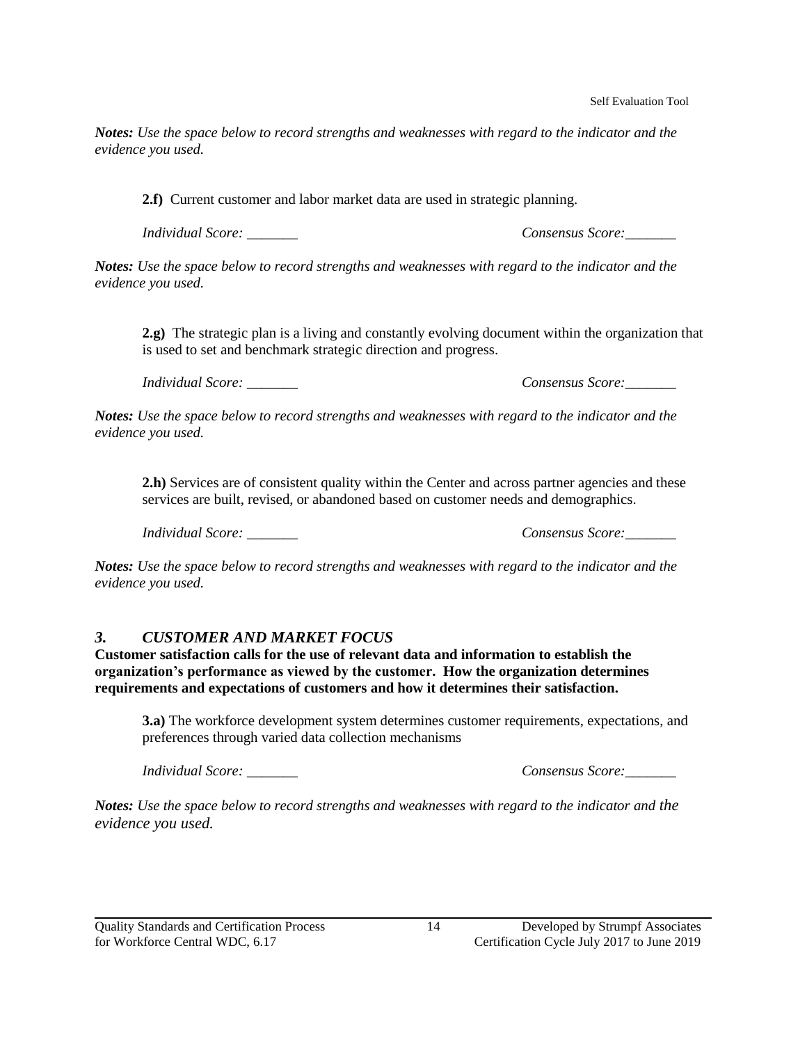*Notes: Use the space below to record strengths and weaknesses with regard to the indicator and the evidence you used.*

**2.f)** Current customer and labor market data are used in strategic planning.

*Individual Score:* _______ *Consensus Score:*_______

*Notes: Use the space below to record strengths and weaknesses with regard to the indicator and the evidence you used.*

**2.g)** The strategic plan is a living and constantly evolving document within the organization that is used to set and benchmark strategic direction and progress.

*Individual Score:* _______ *Consensus Score:*_______

*Notes: Use the space below to record strengths and weaknesses with regard to the indicator and the evidence you used.*

**2.h)** Services are of consistent quality within the Center and across partner agencies and these services are built, revised, or abandoned based on customer needs and demographics.

*Individual Score:* _______ *Consensus Score:*_______

*Notes: Use the space below to record strengths and weaknesses with regard to the indicator and the evidence you used.*

## *3. CUSTOMER AND MARKET FOCUS*

**Customer satisfaction calls for the use of relevant data and information to establish the organization's performance as viewed by the customer. How the organization determines requirements and expectations of customers and how it determines their satisfaction.**

**3.a)** The workforce development system determines customer requirements, expectations, and preferences through varied data collection mechanisms

*Individual Score:* _______ *Consensus Score:*_______

*Notes: Use the space below to record strengths and weaknesses with regard to the indicator and the evidence you used.*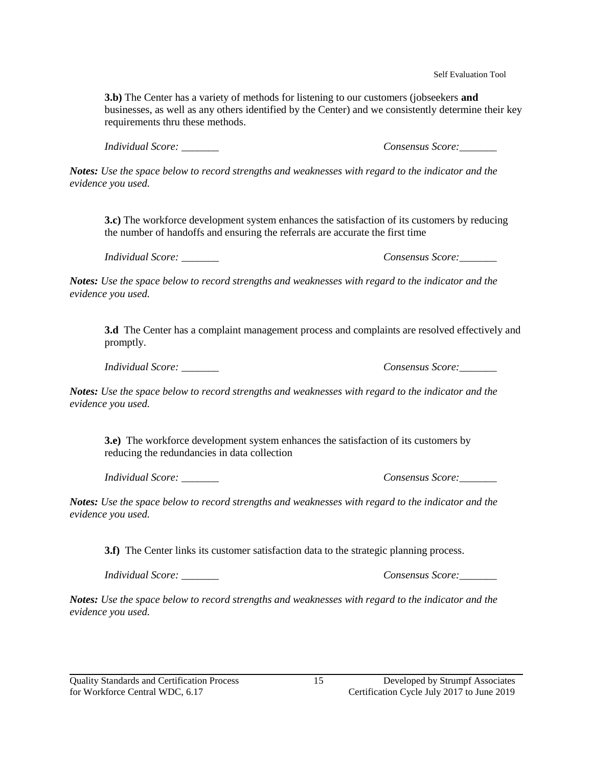**3.b)** The Center has a variety of methods for listening to our customers (jobseekers **and** businesses, as well as any others identified by the Center) and we consistently determine their key requirements thru these methods.

*Individual Score: _______* *Consensus Score:_______*

***Notes:*** *Use the space below to record strengths and weaknesses with regard to the indicator and the evidence you used.*

**3.c)** The workforce development system enhances the satisfaction of its customers by reducing the number of handoffs and ensuring the referrals are accurate the first time

*Individual Score: _______* *Consensus Score:_______*

***Notes:*** *Use the space below to record strengths and weaknesses with regard to the indicator and the evidence you used.*

**3.d** The Center has a complaint management process and complaints are resolved effectively and promptly.

*Individual Score: _______* *Consensus Score:_______*

***Notes:*** *Use the space below to record strengths and weaknesses with regard to the indicator and the evidence you used.*

**3.e)** The workforce development system enhances the satisfaction of its customers by reducing the redundancies in data collection

*Individual Score: _______* *Consensus Score:_______*

***Notes:*** *Use the space below to record strengths and weaknesses with regard to the indicator and the evidence you used.*

**3.f)** The Center links its customer satisfaction data to the strategic planning process.

*Individual Score: _______* *Consensus Score:_______*

***Notes:*** *Use the space below to record strengths and weaknesses with regard to the indicator and the evidence you used.*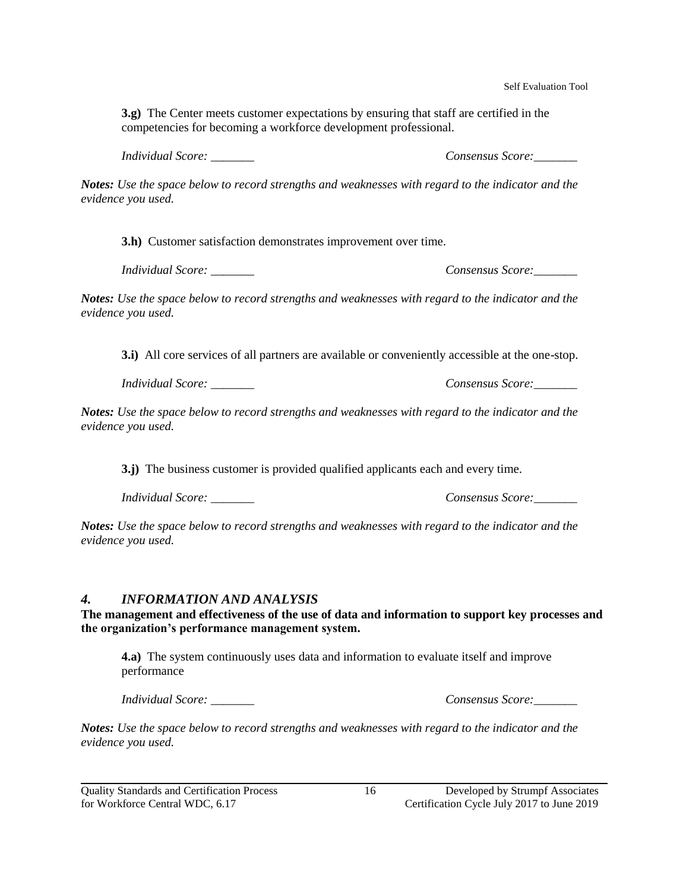**3.g)** The Center meets customer expectations by ensuring that staff are certified in the competencies for becoming a workforce development professional.

*Individual Score:* _______ *Consensus Score:*_______

***Notes:*** *Use the space below to record strengths and weaknesses with regard to the indicator and the evidence you used.*

**3.h)** Customer satisfaction demonstrates improvement over time.

*Individual Score:* _______ *Consensus Score:*_______

***Notes:*** *Use the space below to record strengths and weaknesses with regard to the indicator and the evidence you used.*

**3.i)** All core services of all partners are available or conveniently accessible at the one-stop.

*Individual Score:* _______ *Consensus Score:*_______

***Notes:*** *Use the space below to record strengths and weaknesses with regard to the indicator and the evidence you used.*

**3.j)** The business customer is provided qualified applicants each and every time.

*Individual Score:* _______ *Consensus Score:*_______

***Notes:*** *Use the space below to record strengths and weaknesses with regard to the indicator and the evidence you used.*

## *4. INFORMATION AND ANALYSIS*

**The management and effectiveness of the use of data and information to support key processes and the organization's performance management system.**

**4.a)** The system continuously uses data and information to evaluate itself and improve performance

*Individual Score:* _______ *Consensus Score:*_______

***Notes:*** *Use the space below to record strengths and weaknesses with regard to the indicator and the evidence you used.*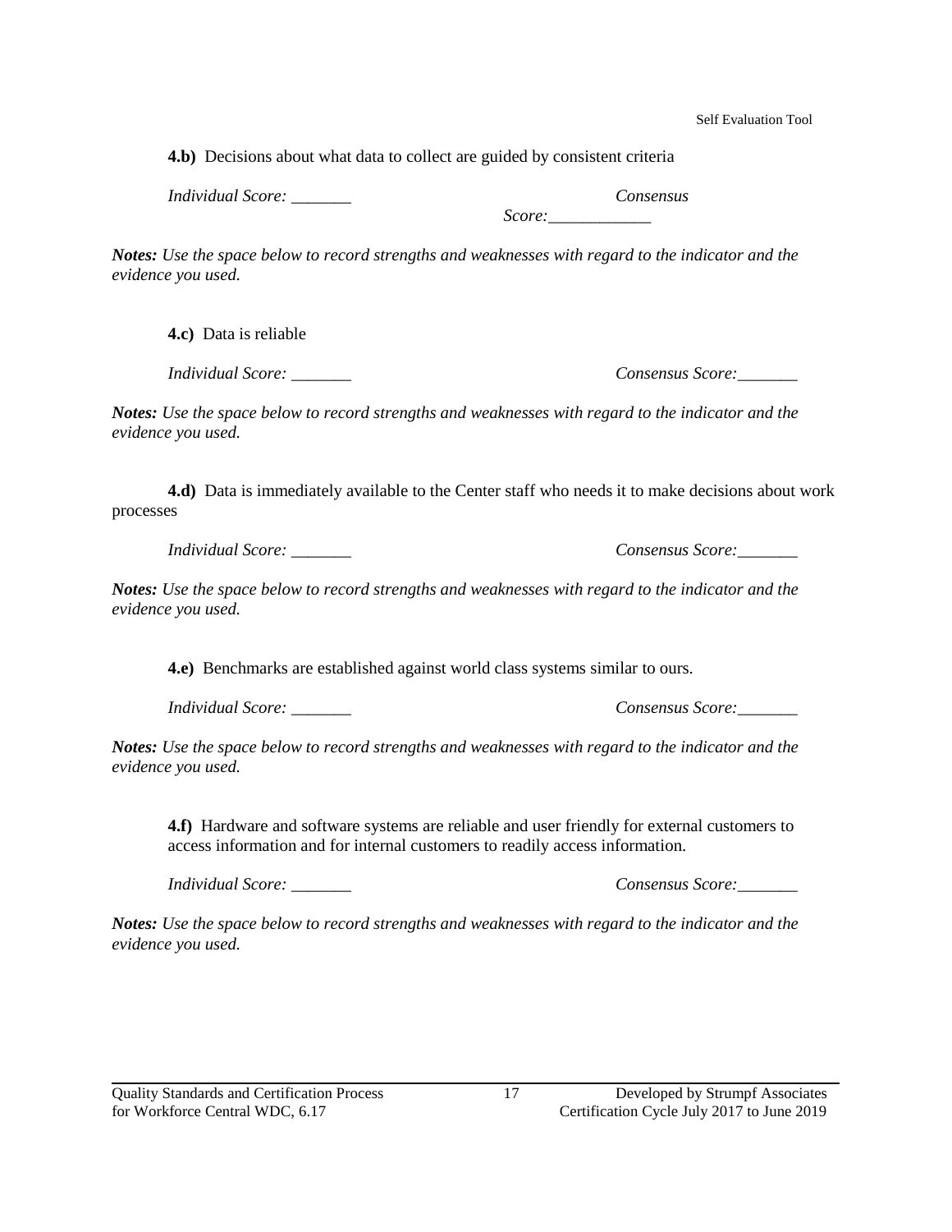**4.b)** Decisions about what data to collect are guided by consistent criteria

*Individual Score:* _______ *Consensus Score:*____________

***Notes:*** *Use the space below to record strengths and weaknesses with regard to the indicator and the evidence you used.*

**4.c)** Data is reliable

*Individual Score:* _______ *Consensus Score:*_______

***Notes:*** *Use the space below to record strengths and weaknesses with regard to the indicator and the evidence you used.*

**4.d)** Data is immediately available to the Center staff who needs it to make decisions about work processes

*Individual Score:* _______ *Consensus Score:*_______

***Notes:*** *Use the space below to record strengths and weaknesses with regard to the indicator and the evidence you used.*

**4.e)** Benchmarks are established against world class systems similar to ours.

*Individual Score:* _______ *Consensus Score:*_______

***Notes:*** *Use the space below to record strengths and weaknesses with regard to the indicator and the evidence you used.*

**4.f)** Hardware and software systems are reliable and user friendly for external customers to access information and for internal customers to readily access information.

*Individual Score:* _______ *Consensus Score:*_______

***Notes:*** *Use the space below to record strengths and weaknesses with regard to the indicator and the evidence you used.*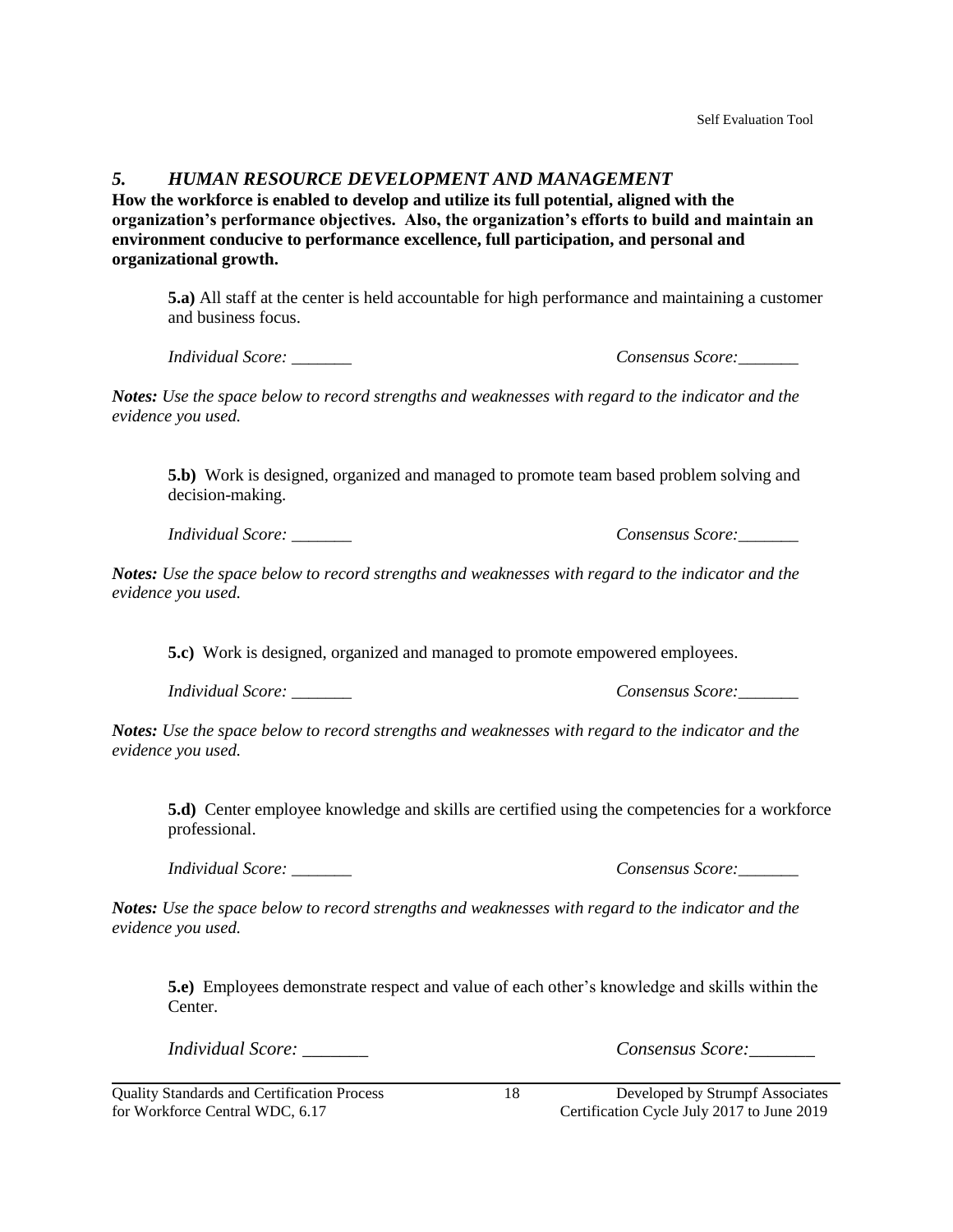## *5. HUMAN RESOURCE DEVELOPMENT AND MANAGEMENT*

**How the workforce is enabled to develop and utilize its full potential, aligned with the organization's performance objectives. Also, the organization's efforts to build and maintain an environment conducive to performance excellence, full participation, and personal and organizational growth.**

**5.a)** All staff at the center is held accountable for high performance and maintaining a customer and business focus.

*Individual Score:* _______ *Consensus Score:*_______

***Notes:*** *Use the space below to record strengths and weaknesses with regard to the indicator and the evidence you used.*

**5.b)** Work is designed, organized and managed to promote team based problem solving and decision-making.

*Individual Score:* _______ *Consensus Score:*_______

***Notes:*** *Use the space below to record strengths and weaknesses with regard to the indicator and the evidence you used.*

**5.c)** Work is designed, organized and managed to promote empowered employees.

*Individual Score:* _______ *Consensus Score:*_______

***Notes:*** *Use the space below to record strengths and weaknesses with regard to the indicator and the evidence you used.*

**5.d)** Center employee knowledge and skills are certified using the competencies for a workforce professional.

*Individual Score:* _______ *Consensus Score:*_______

***Notes:*** *Use the space below to record strengths and weaknesses with regard to the indicator and the evidence you used.*

**5.e)** Employees demonstrate respect and value of each other's knowledge and skills within the Center.

*Individual Score:* _______ *Consensus Score:*_______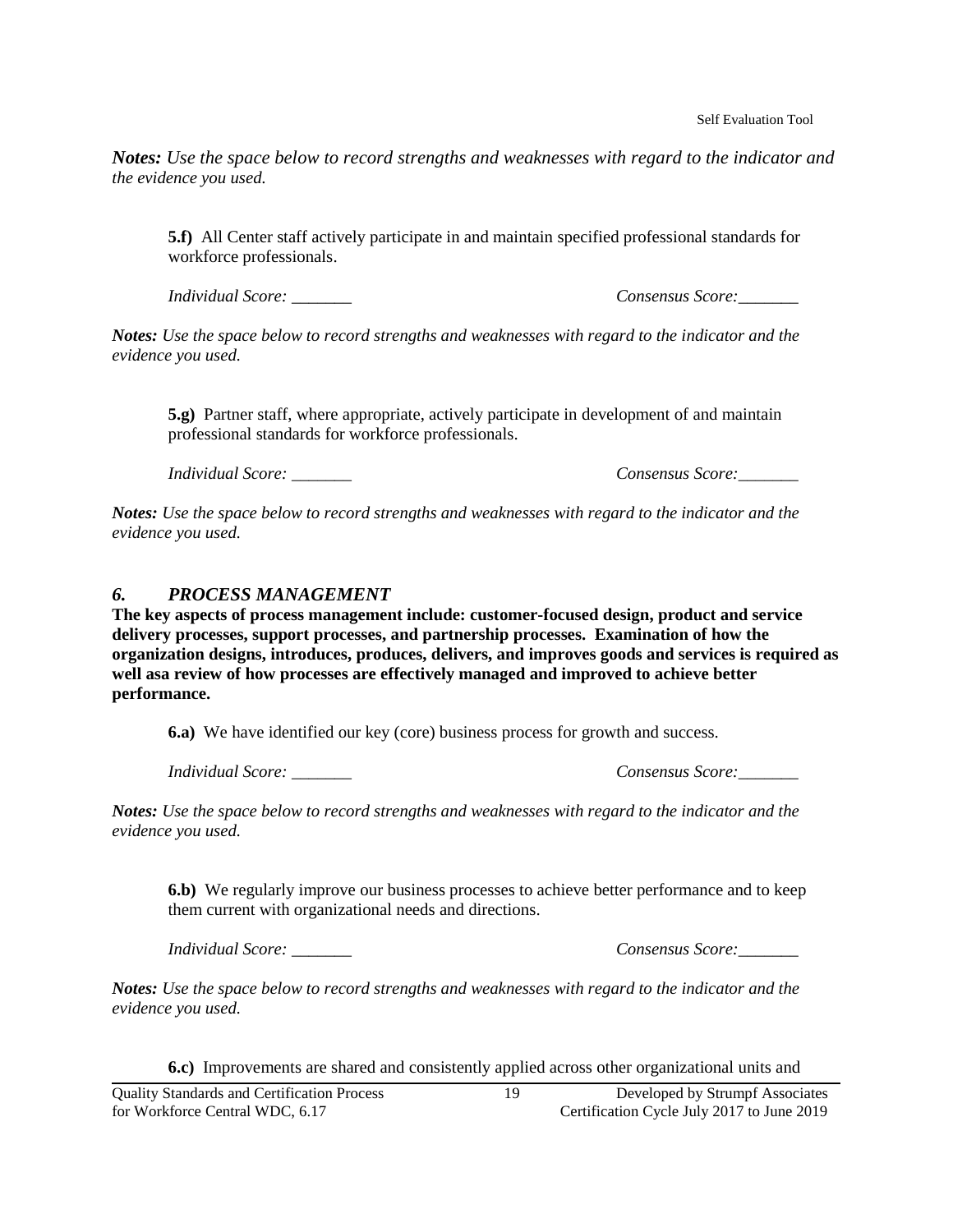*Notes: Use the space below to record strengths and weaknesses with regard to the indicator and the evidence you used.*

**5.f)** All Center staff actively participate in and maintain specified professional standards for workforce professionals.

*Individual Score: _______* *Consensus Score:_______*

***Notes:*** *Use the space below to record strengths and weaknesses with regard to the indicator and the evidence you used.*

**5.g)** Partner staff, where appropriate, actively participate in development of and maintain professional standards for workforce professionals.

*Individual Score: _______* *Consensus Score:_______*

***Notes:*** *Use the space below to record strengths and weaknesses with regard to the indicator and the evidence you used.*

## *6. PROCESS MANAGEMENT*

**The key aspects of process management include: customer-focused design, product and service delivery processes, support processes, and partnership processes. Examination of how the organization designs, introduces, produces, delivers, and improves goods and services is required as well asa review of how processes are effectively managed and improved to achieve better performance.**

**6.a)** We have identified our key (core) business process for growth and success.

*Individual Score: _______* *Consensus Score:_______*

***Notes:*** *Use the space below to record strengths and weaknesses with regard to the indicator and the evidence you used.*

**6.b)** We regularly improve our business processes to achieve better performance and to keep them current with organizational needs and directions.

*Individual Score: _______* *Consensus Score:_______*

***Notes:*** *Use the space below to record strengths and weaknesses with regard to the indicator and the evidence you used.*

**6.c)** Improvements are shared and consistently applied across other organizational units and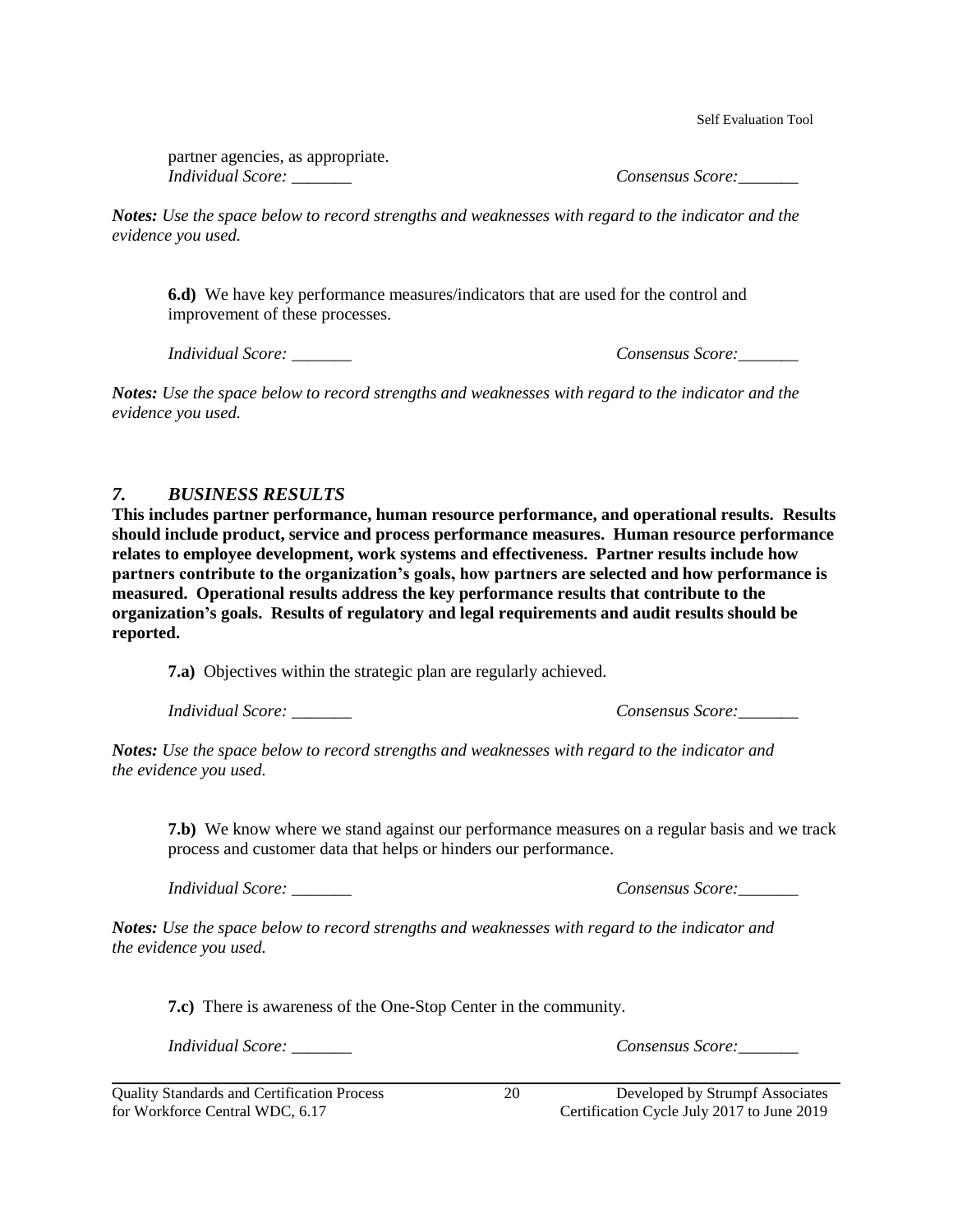partner agencies, as appropriate.

*Individual Score: _______* *Consensus Score:_______*

***Notes:** Use the space below to record strengths and weaknesses with regard to the indicator and the evidence you used.*

**6.d)** We have key performance measures/indicators that are used for the control and improvement of these processes.

*Individual Score: _______* *Consensus Score:_______*

***Notes:** Use the space below to record strengths and weaknesses with regard to the indicator and the evidence you used.*

### *7. BUSINESS RESULTS*

**This includes partner performance, human resource performance, and operational results. Results should include product, service and process performance measures. Human resource performance relates to employee development, work systems and effectiveness. Partner results include how partners contribute to the organization's goals, how partners are selected and how performance is measured. Operational results address the key performance results that contribute to the organization's goals. Results of regulatory and legal requirements and audit results should be reported.**

**7.a)** Objectives within the strategic plan are regularly achieved.

*Individual Score: _______* *Consensus Score:_______*

***Notes:** Use the space below to record strengths and weaknesses with regard to the indicator and the evidence you used.*

**7.b)** We know where we stand against our performance measures on a regular basis and we track process and customer data that helps or hinders our performance.

*Individual Score: _______* *Consensus Score:_______*

***Notes:** Use the space below to record strengths and weaknesses with regard to the indicator and the evidence you used.*

**7.c)** There is awareness of the One-Stop Center in the community.

*Individual Score: _______* *Consensus Score:_______*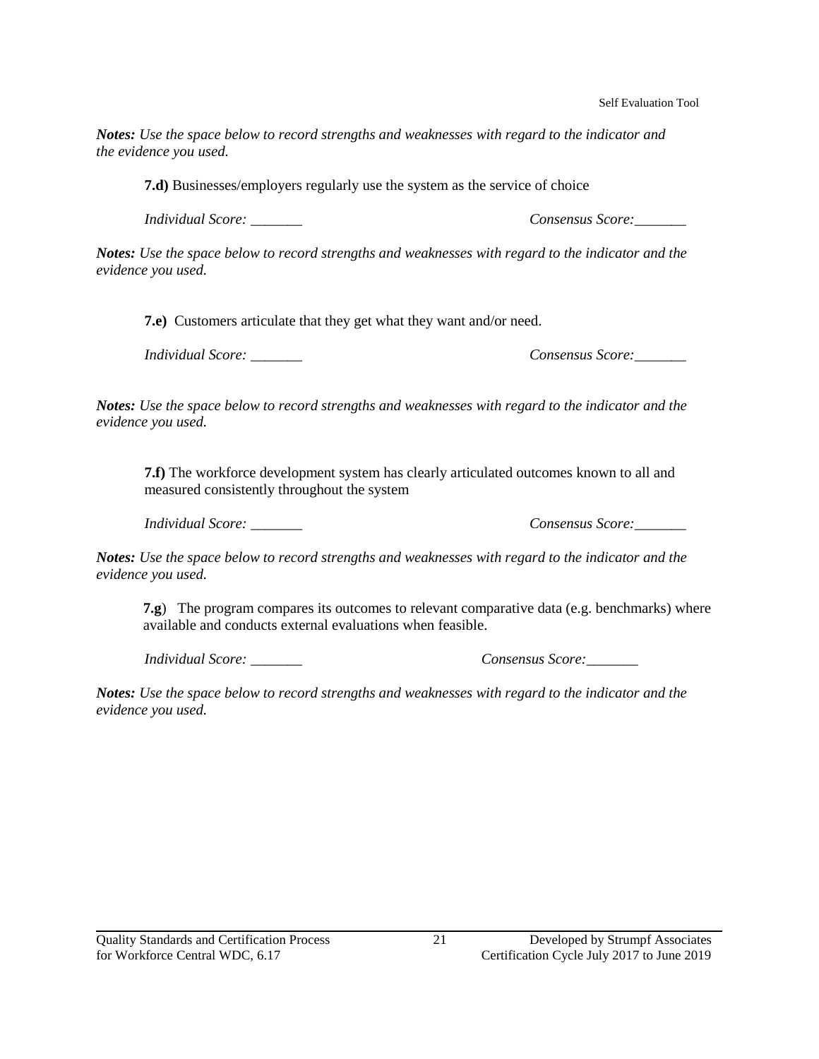*Notes: Use the space below to record strengths and weaknesses with regard to the indicator and the evidence you used.*

**7.d)** Businesses/employers regularly use the system as the service of choice

*Individual Score:* _______ *Consensus Score:*_______

*Notes: Use the space below to record strengths and weaknesses with regard to the indicator and the evidence you used.*

**7.e)** Customers articulate that they get what they want and/or need.

*Individual Score:* _______ *Consensus Score:*_______

*Notes: Use the space below to record strengths and weaknesses with regard to the indicator and the evidence you used.*

**7.f)** The workforce development system has clearly articulated outcomes known to all and measured consistently throughout the system

*Individual Score:* _______ *Consensus Score:*_______

*Notes: Use the space below to record strengths and weaknesses with regard to the indicator and the evidence you used.*

**7.g**) The program compares its outcomes to relevant comparative data (e.g. benchmarks) where available and conducts external evaluations when feasible.

*Individual Score:* _______ *Consensus Score:*_______

*Notes: Use the space below to record strengths and weaknesses with regard to the indicator and the evidence you used.*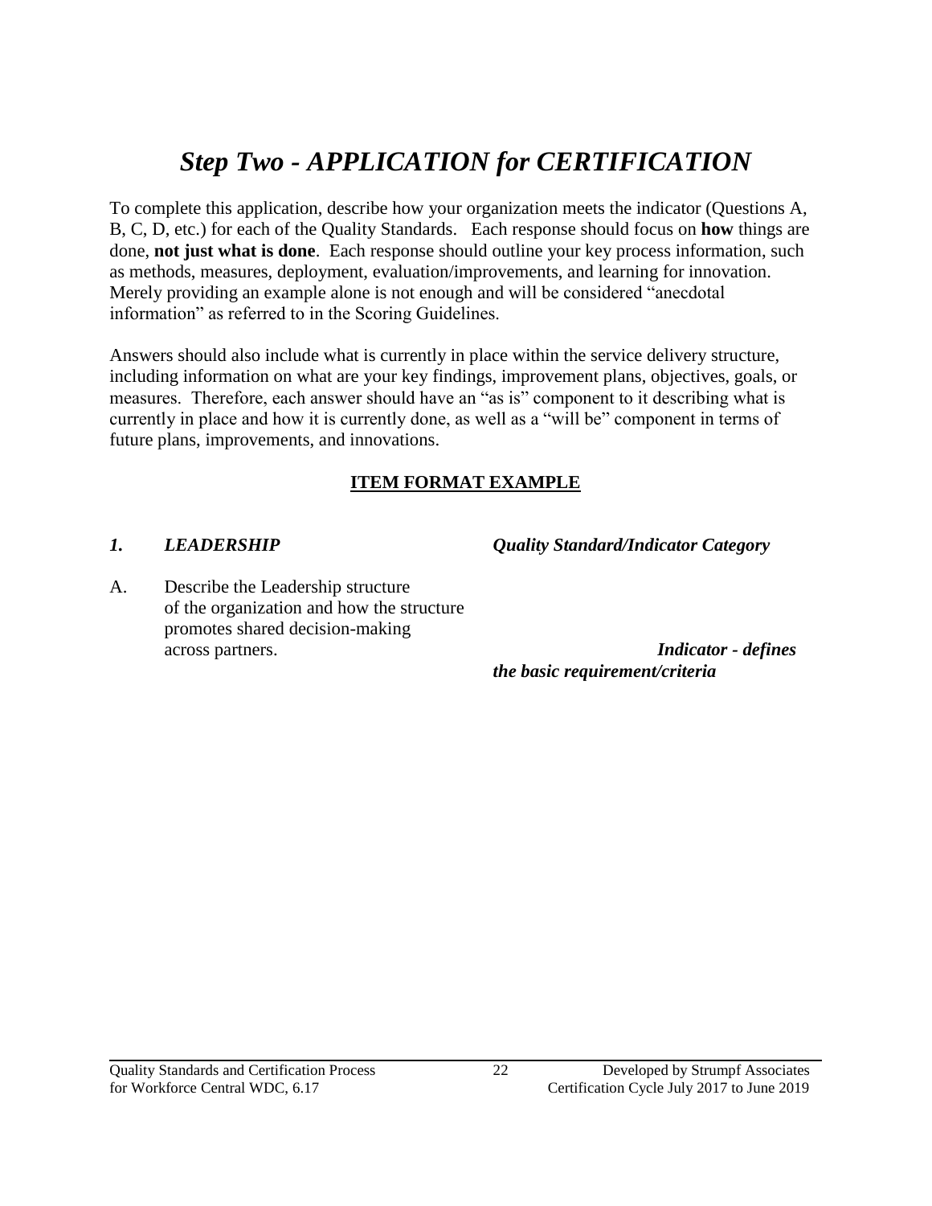# *Step Two - APPLICATION for CERTIFICATION*

To complete this application, describe how your organization meets the indicator (Questions A, B, C, D, etc.) for each of the Quality Standards. Each response should focus on **how** things are done, **not just what is done**. Each response should outline your key process information, such as methods, measures, deployment, evaluation/improvements, and learning for innovation. Merely providing an example alone is not enough and will be considered "anecdotal information" as referred to in the Scoring Guidelines.

Answers should also include what is currently in place within the service delivery structure, including information on what are your key findings, improvement plans, objectives, goals, or measures. Therefore, each answer should have an "as is" component to it describing what is currently in place and how it is currently done, as well as a "will be" component in terms of future plans, improvements, and innovations.

**ITEM FORMAT EXAMPLE**

***1. LEADERSHIP*** — ***Quality Standard/Indicator Category***

A. Describe the Leadership structure of the organization and how the structure promotes shared decision-making across partners. — ***Indicator - defines the basic requirement/criteria***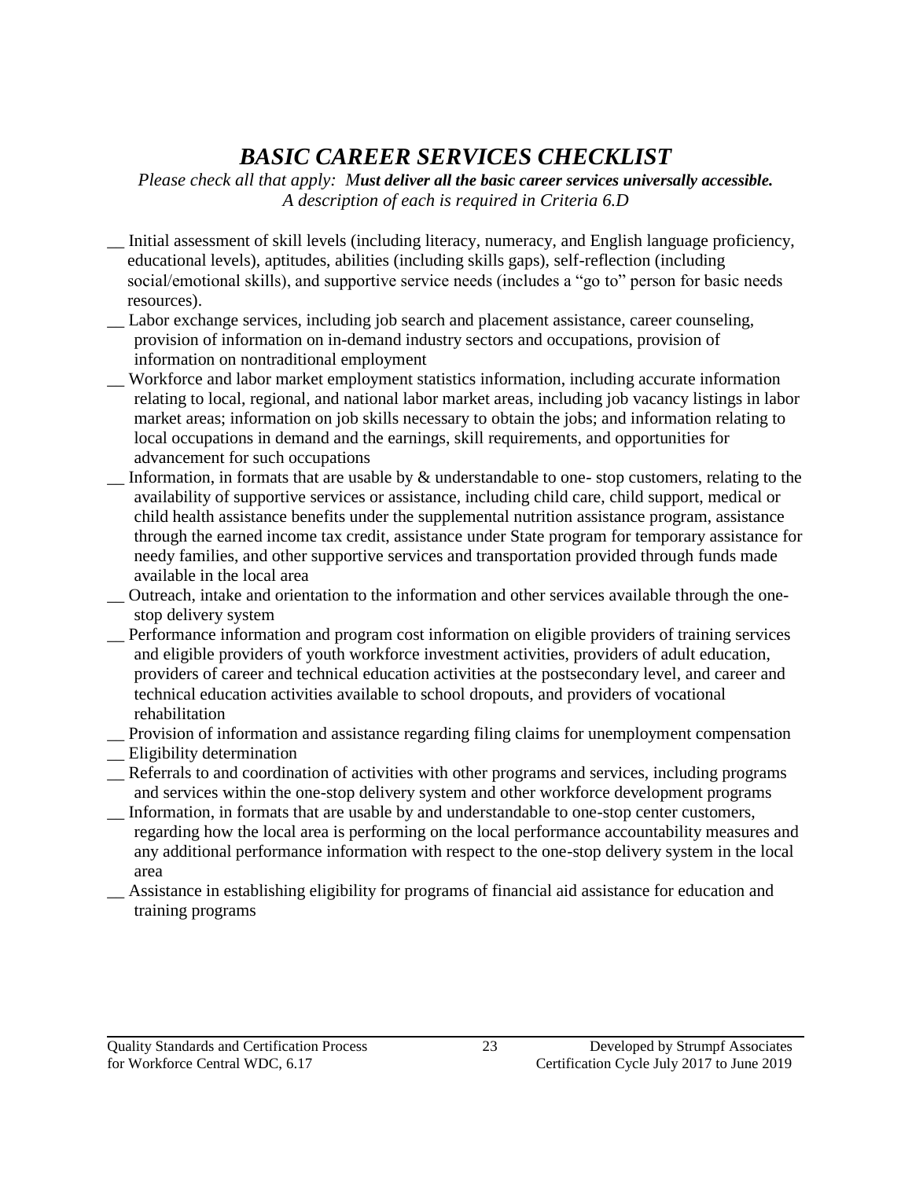# *BASIC CAREER SERVICES CHECKLIST*

*Please check all that apply: **Must deliver all the basic career services universally accessible.***
*A description of each is required in Criteria 6.D*

__ Initial assessment of skill levels (including literacy, numeracy, and English language proficiency, educational levels), aptitudes, abilities (including skills gaps), self-reflection (including social/emotional skills), and supportive service needs (includes a "go to" person for basic needs resources).

__ Labor exchange services, including job search and placement assistance, career counseling, provision of information on in-demand industry sectors and occupations, provision of information on nontraditional employment

__ Workforce and labor market employment statistics information, including accurate information relating to local, regional, and national labor market areas, including job vacancy listings in labor market areas; information on job skills necessary to obtain the jobs; and information relating to local occupations in demand and the earnings, skill requirements, and opportunities for advancement for such occupations

__ Information, in formats that are usable by & understandable to one- stop customers, relating to the availability of supportive services or assistance, including child care, child support, medical or child health assistance benefits under the supplemental nutrition assistance program, assistance through the earned income tax credit, assistance under State program for temporary assistance for needy families, and other supportive services and transportation provided through funds made available in the local area

__ Outreach, intake and orientation to the information and other services available through the one-stop delivery system

__ Performance information and program cost information on eligible providers of training services and eligible providers of youth workforce investment activities, providers of adult education, providers of career and technical education activities at the postsecondary level, and career and technical education activities available to school dropouts, and providers of vocational rehabilitation

__ Provision of information and assistance regarding filing claims for unemployment compensation

__ Eligibility determination

__ Referrals to and coordination of activities with other programs and services, including programs and services within the one-stop delivery system and other workforce development programs

__ Information, in formats that are usable by and understandable to one-stop center customers, regarding how the local area is performing on the local performance accountability measures and any additional performance information with respect to the one-stop delivery system in the local area

__ Assistance in establishing eligibility for programs of financial aid assistance for education and training programs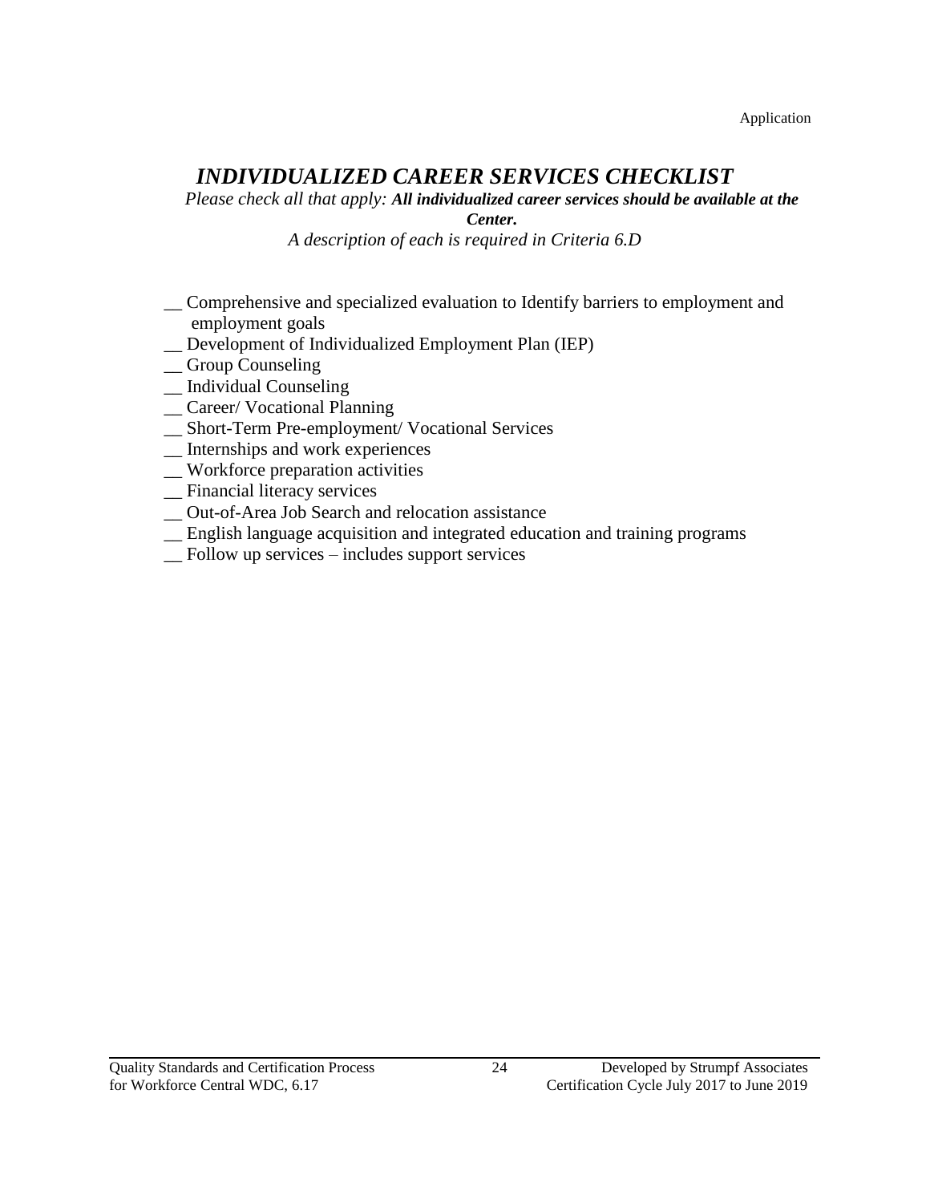## *INDIVIDUALIZED CAREER SERVICES CHECKLIST*

*Please check all that apply:* ***All individualized career services should be available at the Center.***

*A description of each is required in Criteria 6.D*

__ Comprehensive and specialized evaluation to Identify barriers to employment and employment goals
__ Development of Individualized Employment Plan (IEP)
__ Group Counseling
__ Individual Counseling
__ Career/ Vocational Planning
__ Short-Term Pre-employment/ Vocational Services
__ Internships and work experiences
__ Workforce preparation activities
__ Financial literacy services
__ Out-of-Area Job Search and relocation assistance
__ English language acquisition and integrated education and training programs
__ Follow up services – includes support services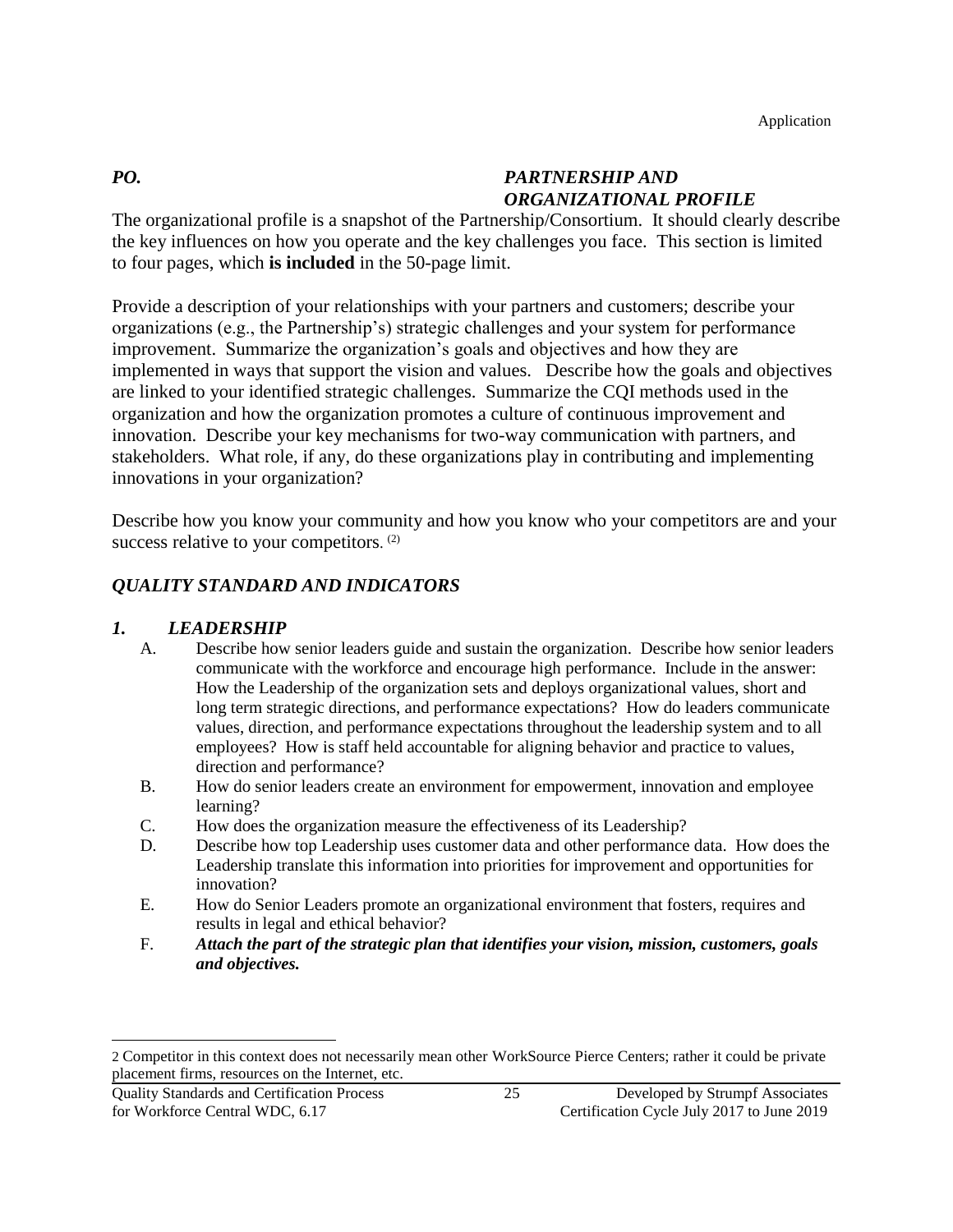## *PO. PARTNERSHIP AND ORGANIZATIONAL PROFILE*

The organizational profile is a snapshot of the Partnership/Consortium. It should clearly describe the key influences on how you operate and the key challenges you face. This section is limited to four pages, which **is included** in the 50-page limit.

Provide a description of your relationships with your partners and customers; describe your organizations (e.g., the Partnership's) strategic challenges and your system for performance improvement. Summarize the organization's goals and objectives and how they are implemented in ways that support the vision and values. Describe how the goals and objectives are linked to your identified strategic challenges. Summarize the CQI methods used in the organization and how the organization promotes a culture of continuous improvement and innovation. Describe your key mechanisms for two-way communication with partners, and stakeholders. What role, if any, do these organizations play in contributing and implementing innovations in your organization?

Describe how you know your community and how you know who your competitors are and your success relative to your competitors. [2]

## *QUALITY STANDARD AND INDICATORS*

### *1. LEADERSHIP*

A. Describe how senior leaders guide and sustain the organization. Describe how senior leaders communicate with the workforce and encourage high performance. Include in the answer: How the Leadership of the organization sets and deploys organizational values, short and long term strategic directions, and performance expectations? How do leaders communicate values, direction, and performance expectations throughout the leadership system and to all employees? How is staff held accountable for aligning behavior and practice to values, direction and performance?

B. How do senior leaders create an environment for empowerment, innovation and employee learning?

C. How does the organization measure the effectiveness of its Leadership?

D. Describe how top Leadership uses customer data and other performance data. How does the Leadership translate this information into priorities for improvement and opportunities for innovation?

E. How do Senior Leaders promote an organizational environment that fosters, requires and results in legal and ethical behavior?

F. ***Attach the part of the strategic plan that identifies your vision, mission, customers, goals and objectives.***

---

2 Competitor in this context does not necessarily mean other WorkSource Pierce Centers; rather it could be private placement firms, resources on the Internet, etc.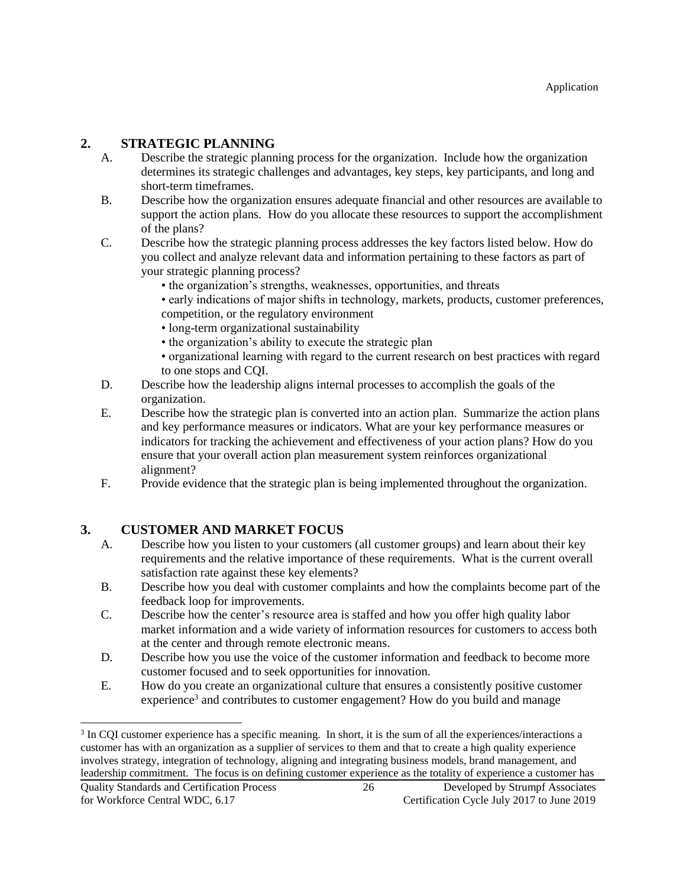## 2. STRATEGIC PLANNING

A. Describe the strategic planning process for the organization. Include how the organization determines its strategic challenges and advantages, key steps, key participants, and long and short-term timeframes.

B. Describe how the organization ensures adequate financial and other resources are available to support the action plans. How do you allocate these resources to support the accomplishment of the plans?

C. Describe how the strategic planning process addresses the key factors listed below. How do you collect and analyze relevant data and information pertaining to these factors as part of your strategic planning process?
   - the organization's strengths, weaknesses, opportunities, and threats
   - early indications of major shifts in technology, markets, products, customer preferences, competition, or the regulatory environment
   - long-term organizational sustainability
   - the organization's ability to execute the strategic plan
   - organizational learning with regard to the current research on best practices with regard to one stops and CQI.

D. Describe how the leadership aligns internal processes to accomplish the goals of the organization.

E. Describe how the strategic plan is converted into an action plan. Summarize the action plans and key performance measures or indicators. What are your key performance measures or indicators for tracking the achievement and effectiveness of your action plans? How do you ensure that your overall action plan measurement system reinforces organizational alignment?

F. Provide evidence that the strategic plan is being implemented throughout the organization.

## 3. CUSTOMER AND MARKET FOCUS

A. Describe how you listen to your customers (all customer groups) and learn about their key requirements and the relative importance of these requirements. What is the current overall satisfaction rate against these key elements?

B. Describe how you deal with customer complaints and how the complaints become part of the feedback loop for improvements.

C. Describe how the center's resource area is staffed and how you offer high quality labor market information and a wide variety of information resources for customers to access both at the center and through remote electronic means.

D. Describe how you use the voice of the customer information and feedback to become more customer focused and to seek opportunities for innovation.

E. How do you create an organizational culture that ensures a consistently positive customer experience[3] and contributes to customer engagement? How do you build and manage

[3] In CQI customer experience has a specific meaning. In short, it is the sum of all the experiences/interactions a customer has with an organization as a supplier of services to them and that to create a high quality experience involves strategy, integration of technology, aligning and integrating business models, brand management, and leadership commitment. The focus is on defining customer experience as the totality of experience a customer has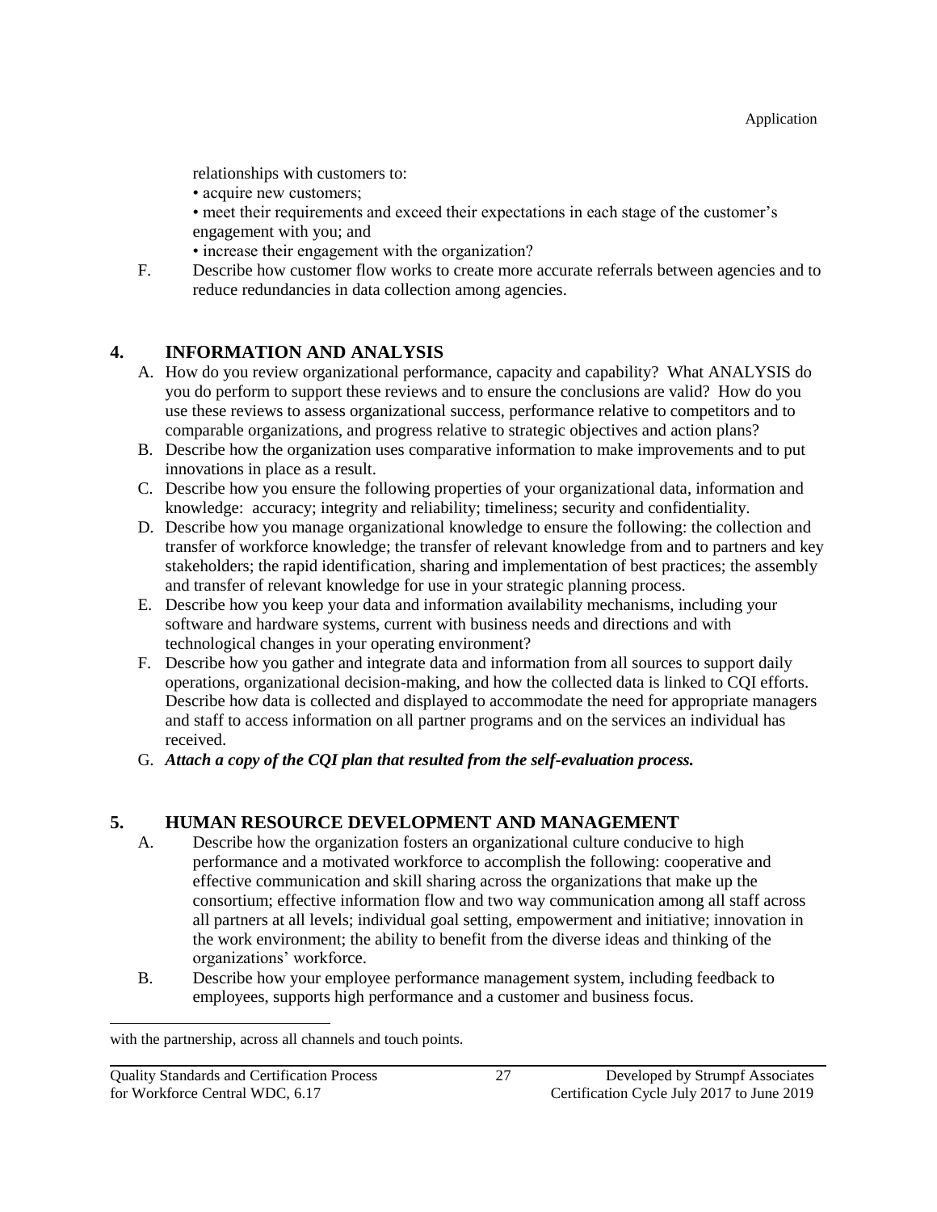relationships with customers to:

• acquire new customers;

• meet their requirements and exceed their expectations in each stage of the customer's engagement with you; and

• increase their engagement with the organization?

F. Describe how customer flow works to create more accurate referrals between agencies and to reduce redundancies in data collection among agencies.

## 4. INFORMATION AND ANALYSIS

A. How do you review organizational performance, capacity and capability? What ANALYSIS do you do perform to support these reviews and to ensure the conclusions are valid? How do you use these reviews to assess organizational success, performance relative to competitors and to comparable organizations, and progress relative to strategic objectives and action plans?

B. Describe how the organization uses comparative information to make improvements and to put innovations in place as a result.

C. Describe how you ensure the following properties of your organizational data, information and knowledge: accuracy; integrity and reliability; timeliness; security and confidentiality.

D. Describe how you manage organizational knowledge to ensure the following: the collection and transfer of workforce knowledge; the transfer of relevant knowledge from and to partners and key stakeholders; the rapid identification, sharing and implementation of best practices; the assembly and transfer of relevant knowledge for use in your strategic planning process.

E. Describe how you keep your data and information availability mechanisms, including your software and hardware systems, current with business needs and directions and with technological changes in your operating environment?

F. Describe how you gather and integrate data and information from all sources to support daily operations, organizational decision-making, and how the collected data is linked to CQI efforts. Describe how data is collected and displayed to accommodate the need for appropriate managers and staff to access information on all partner programs and on the services an individual has received.

G. ***Attach a copy of the CQI plan that resulted from the self-evaluation process.***

## 5. HUMAN RESOURCE DEVELOPMENT AND MANAGEMENT

A. Describe how the organization fosters an organizational culture conducive to high performance and a motivated workforce to accomplish the following: cooperative and effective communication and skill sharing across the organizations that make up the consortium; effective information flow and two way communication among all staff across all partners at all levels; individual goal setting, empowerment and initiative; innovation in the work environment; the ability to benefit from the diverse ideas and thinking of the organizations' workforce.

B. Describe how your employee performance management system, including feedback to employees, supports high performance and a customer and business focus.

---

with the partnership, across all channels and touch points.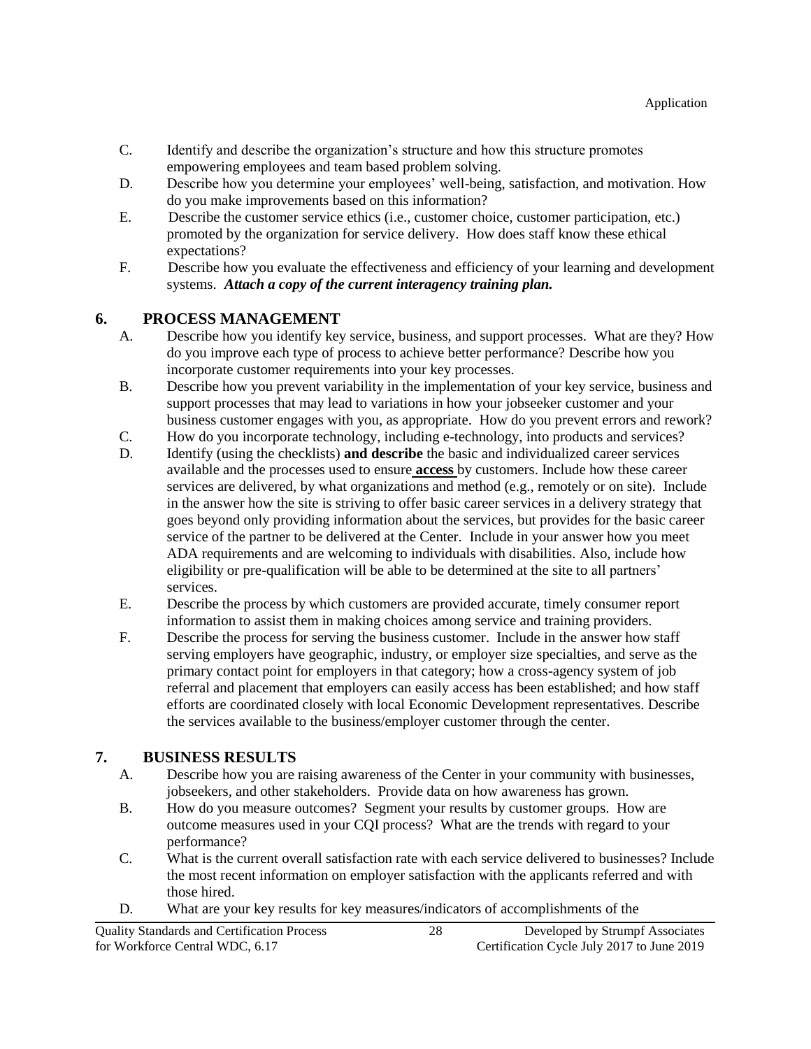C. Identify and describe the organization's structure and how this structure promotes empowering employees and team based problem solving.

D. Describe how you determine your employees' well-being, satisfaction, and motivation. How do you make improvements based on this information?

E. Describe the customer service ethics (i.e., customer choice, customer participation, etc.) promoted by the organization for service delivery. How does staff know these ethical expectations?

F. Describe how you evaluate the effectiveness and efficiency of your learning and development systems. ***Attach a copy of the current interagency training plan.***

## 6. PROCESS MANAGEMENT

A. Describe how you identify key service, business, and support processes. What are they? How do you improve each type of process to achieve better performance? Describe how you incorporate customer requirements into your key processes.

B. Describe how you prevent variability in the implementation of your key service, business and support processes that may lead to variations in how your jobseeker customer and your business customer engages with you, as appropriate. How do you prevent errors and rework?

C. How do you incorporate technology, including e-technology, into products and services?

D. Identify (using the checklists) **and describe** the basic and individualized career services available and the processes used to ensure **access** by customers. Include how these career services are delivered, by what organizations and method (e.g., remotely or on site). Include in the answer how the site is striving to offer basic career services in a delivery strategy that goes beyond only providing information about the services, but provides for the basic career service of the partner to be delivered at the Center. Include in your answer how you meet ADA requirements and are welcoming to individuals with disabilities. Also, include how eligibility or pre-qualification will be able to be determined at the site to all partners' services.

E. Describe the process by which customers are provided accurate, timely consumer report information to assist them in making choices among service and training providers.

F. Describe the process for serving the business customer. Include in the answer how staff serving employers have geographic, industry, or employer size specialties, and serve as the primary contact point for employers in that category; how a cross-agency system of job referral and placement that employers can easily access has been established; and how staff efforts are coordinated closely with local Economic Development representatives. Describe the services available to the business/employer customer through the center.

## 7. BUSINESS RESULTS

A. Describe how you are raising awareness of the Center in your community with businesses, jobseekers, and other stakeholders. Provide data on how awareness has grown.

B. How do you measure outcomes? Segment your results by customer groups. How are outcome measures used in your CQI process? What are the trends with regard to your performance?

C. What is the current overall satisfaction rate with each service delivered to businesses? Include the most recent information on employer satisfaction with the applicants referred and with those hired.

D. What are your key results for key measures/indicators of accomplishments of the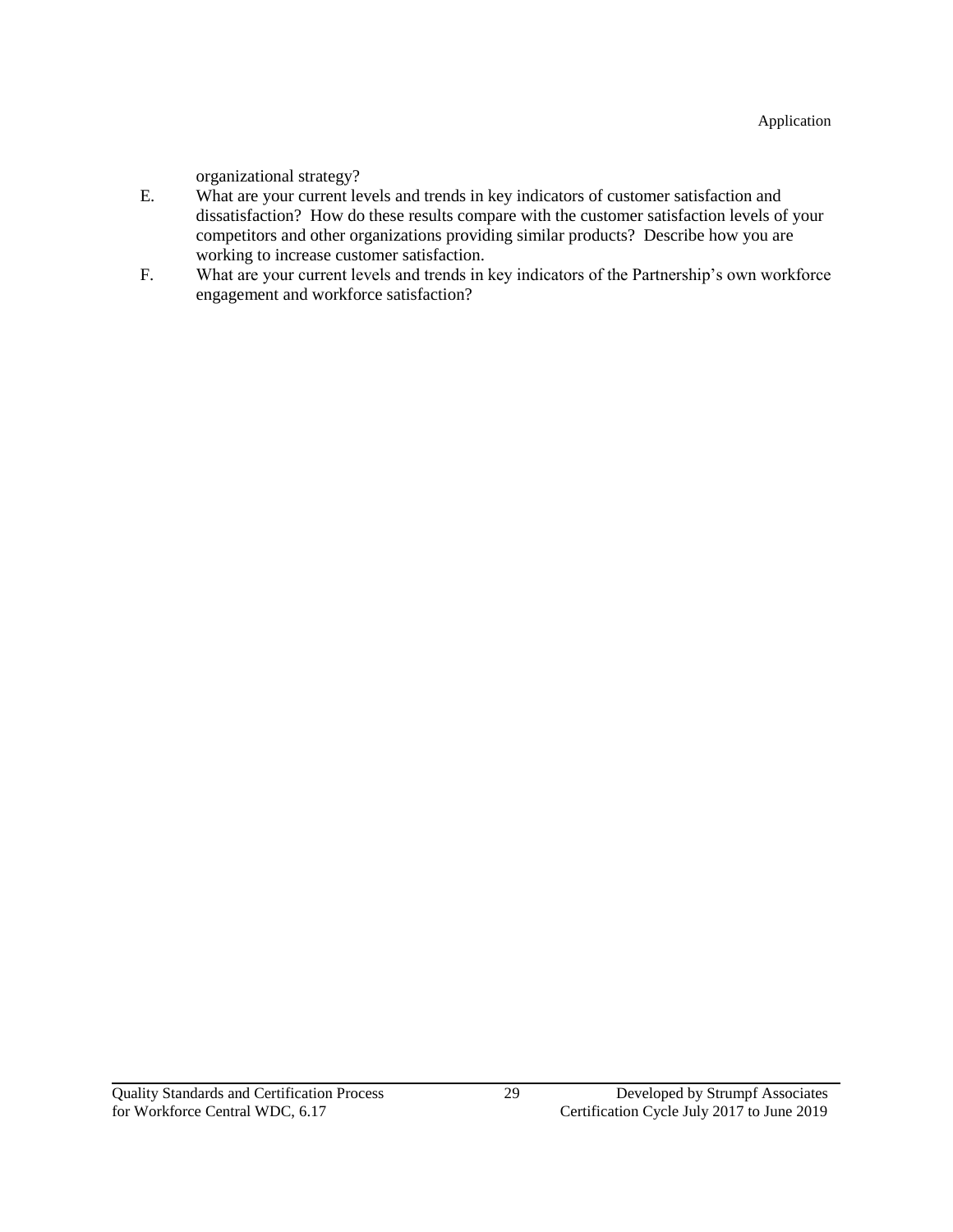organizational strategy?

E. What are your current levels and trends in key indicators of customer satisfaction and dissatisfaction? How do these results compare with the customer satisfaction levels of your competitors and other organizations providing similar products? Describe how you are working to increase customer satisfaction.

F. What are your current levels and trends in key indicators of the Partnership's own workforce engagement and workforce satisfaction?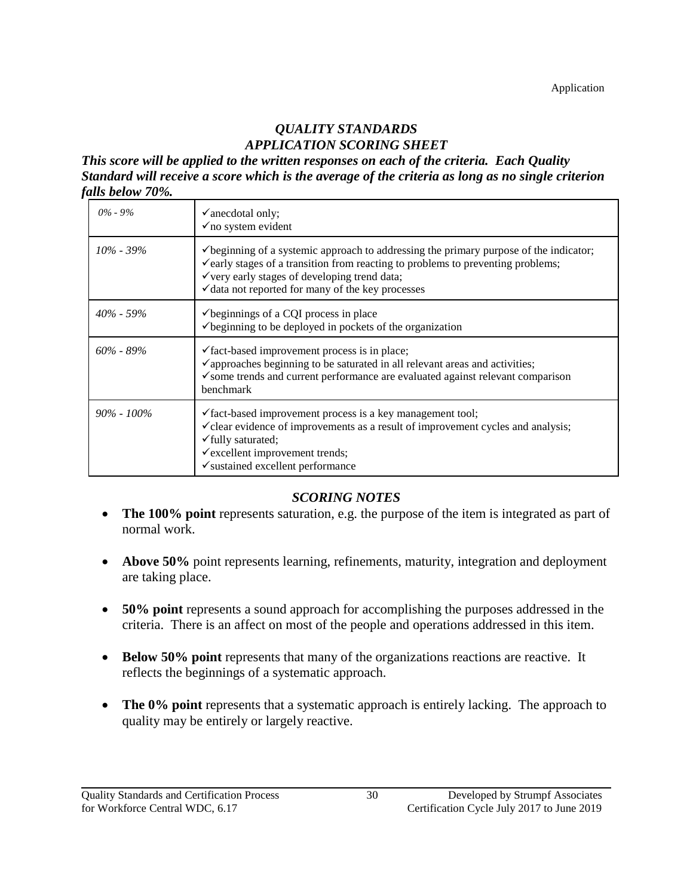## *QUALITY STANDARDS*
## *APPLICATION SCORING SHEET*

***This score will be applied to the written responses on each of the criteria. Each Quality Standard will receive a score which is the average of the criteria as long as no single criterion falls below 70%.***

| | |
|---|---|
| *0% - 9%* | ✓anecdotal only;<br>✓no system evident |
| *10% - 39%* | ✓beginning of a systemic approach to addressing the primary purpose of the indicator;<br>✓early stages of a transition from reacting to problems to preventing problems;<br>✓very early stages of developing trend data;<br>✓data not reported for many of the key processes |
| *40% - 59%* | ✓beginnings of a CQI process in place<br>✓beginning to be deployed in pockets of the organization |
| *60% - 89%* | ✓fact-based improvement process is in place;<br>✓approaches beginning to be saturated in all relevant areas and activities;<br>✓some trends and current performance are evaluated against relevant comparison benchmark |
| *90% - 100%* | ✓fact-based improvement process is a key management tool;<br>✓clear evidence of improvements as a result of improvement cycles and analysis;<br>✓fully saturated;<br>✓excellent improvement trends;<br>✓sustained excellent performance |

### *SCORING NOTES*

- **The 100% point** represents saturation, e.g. the purpose of the item is integrated as part of normal work.
- **Above 50%** point represents learning, refinements, maturity, integration and deployment are taking place.
- **50% point** represents a sound approach for accomplishing the purposes addressed in the criteria. There is an affect on most of the people and operations addressed in this item.
- **Below 50% point** represents that many of the organizations reactions are reactive. It reflects the beginnings of a systematic approach.
- **The 0% point** represents that a systematic approach is entirely lacking. The approach to quality may be entirely or largely reactive.